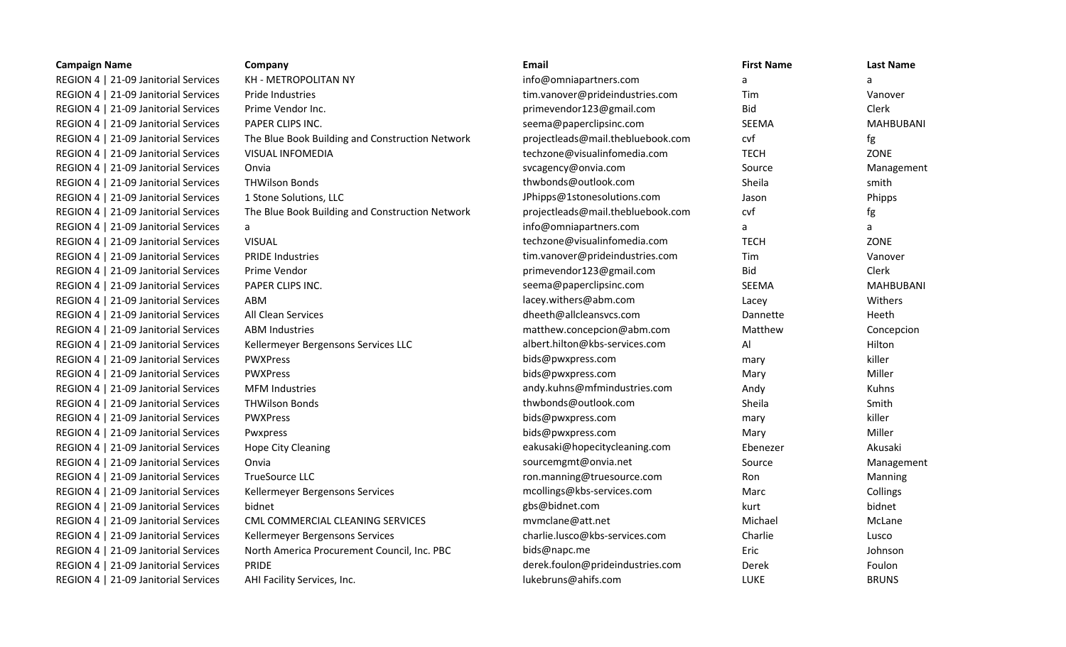| Campaign Name | Company | Email | First Name | Last Name |
| --- | --- | --- | --- | --- |
| REGION 4 \| 21-09 Janitorial Services | KH - METROPOLITAN NY | info@omniapartners.com | a | a |
| REGION 4 \| 21-09 Janitorial Services | Pride Industries | tim.vanover@prideindustries.com | Tim | Vanover |
| REGION 4 \| 21-09 Janitorial Services | Prime Vendor Inc. | primevendor123@gmail.com | Bid | Clerk |
| REGION 4 \| 21-09 Janitorial Services | PAPER CLIPS INC. | seema@paperclipsinc.com | SEEMA | MAHBUBANI |
| REGION 4 \| 21-09 Janitorial Services | The Blue Book Building and Construction Network | projectleads@mail.thebluebook.com | cvf | fg |
| REGION 4 \| 21-09 Janitorial Services | VISUAL INFOMEDIA | techzone@visualinfomedia.com | TECH | ZONE |
| REGION 4 \| 21-09 Janitorial Services | Onvia | svcagency@onvia.com | Source | Management |
| REGION 4 \| 21-09 Janitorial Services | THWilson Bonds | thwbonds@outlook.com | Sheila | smith |
| REGION 4 \| 21-09 Janitorial Services | 1 Stone Solutions, LLC | JPhipps@1stonesolutions.com | Jason | Phipps |
| REGION 4 \| 21-09 Janitorial Services | The Blue Book Building and Construction Network | projectleads@mail.thebluebook.com | cvf | fg |
| REGION 4 \| 21-09 Janitorial Services | a | info@omniapartners.com | a | a |
| REGION 4 \| 21-09 Janitorial Services | VISUAL | techzone@visualinfomedia.com | TECH | ZONE |
| REGION 4 \| 21-09 Janitorial Services | PRIDE Industries | tim.vanover@prideindustries.com | Tim | Vanover |
| REGION 4 \| 21-09 Janitorial Services | Prime Vendor | primevendor123@gmail.com | Bid | Clerk |
| REGION 4 \| 21-09 Janitorial Services | PAPER CLIPS INC. | seema@paperclipsinc.com | SEEMA | MAHBUBANI |
| REGION 4 \| 21-09 Janitorial Services | ABM | lacey.withers@abm.com | Lacey | Withers |
| REGION 4 \| 21-09 Janitorial Services | All Clean Services | dheeth@allcleansvcs.com | Dannette | Heeth |
| REGION 4 \| 21-09 Janitorial Services | ABM Industries | matthew.concepcion@abm.com | Matthew | Concepcion |
| REGION 4 \| 21-09 Janitorial Services | Kellermeyer Bergensons Services LLC | albert.hilton@kbs-services.com | Al | Hilton |
| REGION 4 \| 21-09 Janitorial Services | PWXPress | bids@pwxpress.com | mary | killer |
| REGION 4 \| 21-09 Janitorial Services | PWXPress | bids@pwxpress.com | Mary | Miller |
| REGION 4 \| 21-09 Janitorial Services | MFM Industries | andy.kuhns@mfmindustries.com | Andy | Kuhns |
| REGION 4 \| 21-09 Janitorial Services | THWilson Bonds | thwbonds@outlook.com | Sheila | Smith |
| REGION 4 \| 21-09 Janitorial Services | PWXPress | bids@pwxpress.com | mary | killer |
| REGION 4 \| 21-09 Janitorial Services | Pwxpress | bids@pwxpress.com | Mary | Miller |
| REGION 4 \| 21-09 Janitorial Services | Hope City Cleaning | eakusaki@hopecitycleaning.com | Ebenezer | Akusaki |
| REGION 4 \| 21-09 Janitorial Services | Onvia | sourcemgmt@onvia.net | Source | Management |
| REGION 4 \| 21-09 Janitorial Services | TrueSource LLC | ron.manning@truesource.com | Ron | Manning |
| REGION 4 \| 21-09 Janitorial Services | Kellermeyer Bergensons Services | mcollings@kbs-services.com | Marc | Collings |
| REGION 4 \| 21-09 Janitorial Services | bidnet | gbs@bidnet.com | kurt | bidnet |
| REGION 4 \| 21-09 Janitorial Services | CML COMMERCIAL CLEANING SERVICES | mvmclane@att.net | Michael | McLane |
| REGION 4 \| 21-09 Janitorial Services | Kellermeyer Bergensons Services | charlie.lusco@kbs-services.com | Charlie | Lusco |
| REGION 4 \| 21-09 Janitorial Services | North America Procurement Council, Inc. PBC | bids@napc.me | Eric | Johnson |
| REGION 4 \| 21-09 Janitorial Services | PRIDE | derek.foulon@prideindustries.com | Derek | Foulon |
| REGION 4 \| 21-09 Janitorial Services | AHI Facility Services, Inc. | lukebruns@ahifs.com | LUKE | BRUNS |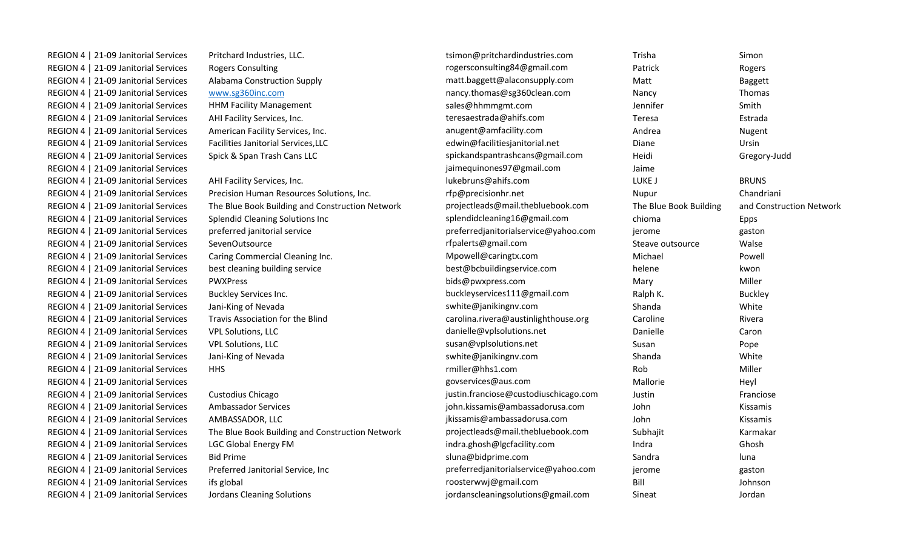| | | | | |
|---|---|---|---|---|
| REGION 4 \| 21-09 Janitorial Services | Pritchard Industries, LLC. | tsimon@pritchardindustries.com | Trisha | Simon |
| REGION 4 \| 21-09 Janitorial Services | Rogers Consulting | rogersconsulting84@gmail.com | Patrick | Rogers |
| REGION 4 \| 21-09 Janitorial Services | Alabama Construction Supply | matt.baggett@alaconsupply.com | Matt | Baggett |
| REGION 4 \| 21-09 Janitorial Services | www.sg360inc.com | nancy.thomas@sg360clean.com | Nancy | Thomas |
| REGION 4 \| 21-09 Janitorial Services | HHM Facility Management | sales@hhmmgmt.com | Jennifer | Smith |
| REGION 4 \| 21-09 Janitorial Services | AHI Facility Services, Inc. | teresaestrada@ahifs.com | Teresa | Estrada |
| REGION 4 \| 21-09 Janitorial Services | American Facility Services, Inc. | anugent@amfacility.com | Andrea | Nugent |
| REGION 4 \| 21-09 Janitorial Services | Facilities Janitorial Services,LLC | edwin@facilitiesjanitorial.net | Diane | Ursin |
| REGION 4 \| 21-09 Janitorial Services | Spick & Span Trash Cans LLC | spickandspantrashcans@gmail.com | Heidi | Gregory-Judd |
| REGION 4 \| 21-09 Janitorial Services | | jaimequinones97@gmail.com | Jaime | |
| REGION 4 \| 21-09 Janitorial Services | AHI Facility Services, Inc. | lukebruns@ahifs.com | LUKE J | BRUNS |
| REGION 4 \| 21-09 Janitorial Services | Precision Human Resources Solutions, Inc. | rfp@precisionhr.net | Nupur | Chandriani |
| REGION 4 \| 21-09 Janitorial Services | The Blue Book Building and Construction Network | projectleads@mail.thebluebook.com | The Blue Book Building | and Construction Network |
| REGION 4 \| 21-09 Janitorial Services | Splendid Cleaning Solutions Inc | splendidcleaning16@gmail.com | chioma | Epps |
| REGION 4 \| 21-09 Janitorial Services | preferred janitorial service | preferredjanitorialservice@yahoo.com | jerome | gaston |
| REGION 4 \| 21-09 Janitorial Services | SevenOutsource | rfpalerts@gmail.com | Steave outsource | Walse |
| REGION 4 \| 21-09 Janitorial Services | Caring Commercial Cleaning Inc. | Mpowell@caringtx.com | Michael | Powell |
| REGION 4 \| 21-09 Janitorial Services | best cleaning building service | best@bcbuildingservice.com | helene | kwon |
| REGION 4 \| 21-09 Janitorial Services | PWXPress | bids@pwxpress.com | Mary | Miller |
| REGION 4 \| 21-09 Janitorial Services | Buckley Services Inc. | buckleyservices111@gmail.com | Ralph K. | Buckley |
| REGION 4 \| 21-09 Janitorial Services | Jani-King of Nevada | swhite@janikingnv.com | Shanda | White |
| REGION 4 \| 21-09 Janitorial Services | Travis Association for the Blind | carolina.rivera@austinlighthouse.org | Caroline | Rivera |
| REGION 4 \| 21-09 Janitorial Services | VPL Solutions, LLC | danielle@vplsolutions.net | Danielle | Caron |
| REGION 4 \| 21-09 Janitorial Services | VPL Solutions, LLC | susan@vplsolutions.net | Susan | Pope |
| REGION 4 \| 21-09 Janitorial Services | Jani-King of Nevada | swhite@janikingnv.com | Shanda | White |
| REGION 4 \| 21-09 Janitorial Services | HHS | rmiller@hhs1.com | Rob | Miller |
| REGION 4 \| 21-09 Janitorial Services | | govservices@aus.com | Mallorie | Heyl |
| REGION 4 \| 21-09 Janitorial Services | Custodius Chicago | justin.franciose@custodiuschicago.com | Justin | Franciose |
| REGION 4 \| 21-09 Janitorial Services | Ambassador Services | john.kissamis@ambassadorusa.com | John | Kissamis |
| REGION 4 \| 21-09 Janitorial Services | AMBASSADOR, LLC | jkissamis@ambassadorusa.com | John | Kissamis |
| REGION 4 \| 21-09 Janitorial Services | The Blue Book Building and Construction Network | projectleads@mail.thebluebook.com | Subhajit | Karmakar |
| REGION 4 \| 21-09 Janitorial Services | LGC Global Energy FM | indra.ghosh@lgcfacility.com | Indra | Ghosh |
| REGION 4 \| 21-09 Janitorial Services | Bid Prime | sluna@bidprime.com | Sandra | luna |
| REGION 4 \| 21-09 Janitorial Services | Preferred Janitorial Service, Inc | preferredjanitorialservice@yahoo.com | jerome | gaston |
| REGION 4 \| 21-09 Janitorial Services | ifs global | roosterwwj@gmail.com | Bill | Johnson |
| REGION 4 \| 21-09 Janitorial Services | Jordans Cleaning Solutions | jordanscleaningsolutions@gmail.com | Sineat | Jordan |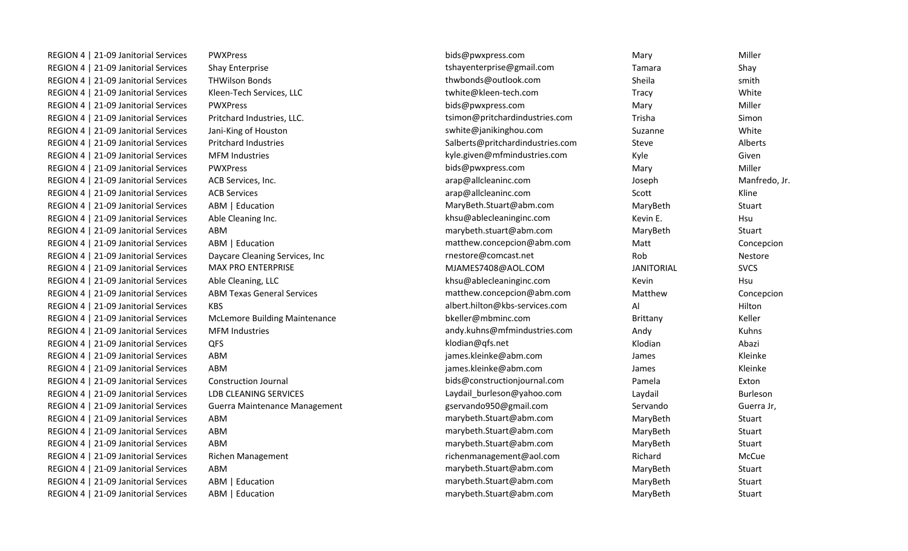| | | | | |
|---|---|---|---|---|
| REGION 4 \| 21-09 Janitorial Services | PWXPress | bids@pwxpress.com | Mary | Miller |
| REGION 4 \| 21-09 Janitorial Services | Shay Enterprise | tshayenterprise@gmail.com | Tamara | Shay |
| REGION 4 \| 21-09 Janitorial Services | THWilson Bonds | thwbonds@outlook.com | Sheila | smith |
| REGION 4 \| 21-09 Janitorial Services | Kleen-Tech Services, LLC | twhite@kleen-tech.com | Tracy | White |
| REGION 4 \| 21-09 Janitorial Services | PWXPress | bids@pwxpress.com | Mary | Miller |
| REGION 4 \| 21-09 Janitorial Services | Pritchard Industries, LLC. | tsimon@pritchardindustries.com | Trisha | Simon |
| REGION 4 \| 21-09 Janitorial Services | Jani-King of Houston | swhite@janikinghou.com | Suzanne | White |
| REGION 4 \| 21-09 Janitorial Services | Pritchard Industries | Salberts@pritchardindustries.com | Steve | Alberts |
| REGION 4 \| 21-09 Janitorial Services | MFM Industries | kyle.given@mfmindustries.com | Kyle | Given |
| REGION 4 \| 21-09 Janitorial Services | PWXPress | bids@pwxpress.com | Mary | Miller |
| REGION 4 \| 21-09 Janitorial Services | ACB Services, Inc. | arap@allcleaninc.com | Joseph | Manfredo, Jr. |
| REGION 4 \| 21-09 Janitorial Services | ACB Services | arap@allcleaninc.com | Scott | Kline |
| REGION 4 \| 21-09 Janitorial Services | ABM \| Education | MaryBeth.Stuart@abm.com | MaryBeth | Stuart |
| REGION 4 \| 21-09 Janitorial Services | Able Cleaning Inc. | khsu@ablecleaninginc.com | Kevin E. | Hsu |
| REGION 4 \| 21-09 Janitorial Services | ABM | marybeth.stuart@abm.com | MaryBeth | Stuart |
| REGION 4 \| 21-09 Janitorial Services | ABM \| Education | matthew.concepcion@abm.com | Matt | Concepcion |
| REGION 4 \| 21-09 Janitorial Services | Daycare Cleaning Services, Inc | rnestore@comcast.net | Rob | Nestore |
| REGION 4 \| 21-09 Janitorial Services | MAX PRO ENTERPRISE | MJAMES7408@AOL.COM | JANITORIAL | SVCS |
| REGION 4 \| 21-09 Janitorial Services | Able Cleaning, LLC | khsu@ablecleaninginc.com | Kevin | Hsu |
| REGION 4 \| 21-09 Janitorial Services | ABM Texas General Services | matthew.concepcion@abm.com | Matthew | Concepcion |
| REGION 4 \| 21-09 Janitorial Services | KBS | albert.hilton@kbs-services.com | Al | Hilton |
| REGION 4 \| 21-09 Janitorial Services | McLemore Building Maintenance | bkeller@mbminc.com | Brittany | Keller |
| REGION 4 \| 21-09 Janitorial Services | MFM Industries | andy.kuhns@mfmindustries.com | Andy | Kuhns |
| REGION 4 \| 21-09 Janitorial Services | QFS | klodian@qfs.net | Klodian | Abazi |
| REGION 4 \| 21-09 Janitorial Services | ABM | james.kleinke@abm.com | James | Kleinke |
| REGION 4 \| 21-09 Janitorial Services | ABM | james.kleinke@abm.com | James | Kleinke |
| REGION 4 \| 21-09 Janitorial Services | Construction Journal | bids@constructionjournal.com | Pamela | Exton |
| REGION 4 \| 21-09 Janitorial Services | LDB CLEANING SERVICES | Laydail_burleson@yahoo.com | Laydail | Burleson |
| REGION 4 \| 21-09 Janitorial Services | Guerra Maintenance Management | gservando950@gmail.com | Servando | Guerra Jr, |
| REGION 4 \| 21-09 Janitorial Services | ABM | marybeth.Stuart@abm.com | MaryBeth | Stuart |
| REGION 4 \| 21-09 Janitorial Services | ABM | marybeth.Stuart@abm.com | MaryBeth | Stuart |
| REGION 4 \| 21-09 Janitorial Services | ABM | marybeth.Stuart@abm.com | MaryBeth | Stuart |
| REGION 4 \| 21-09 Janitorial Services | Richen Management | richenmanagement@aol.com | Richard | McCue |
| REGION 4 \| 21-09 Janitorial Services | ABM | marybeth.Stuart@abm.com | MaryBeth | Stuart |
| REGION 4 \| 21-09 Janitorial Services | ABM \| Education | marybeth.Stuart@abm.com | MaryBeth | Stuart |
| REGION 4 \| 21-09 Janitorial Services | ABM \| Education | marybeth.Stuart@abm.com | MaryBeth | Stuart |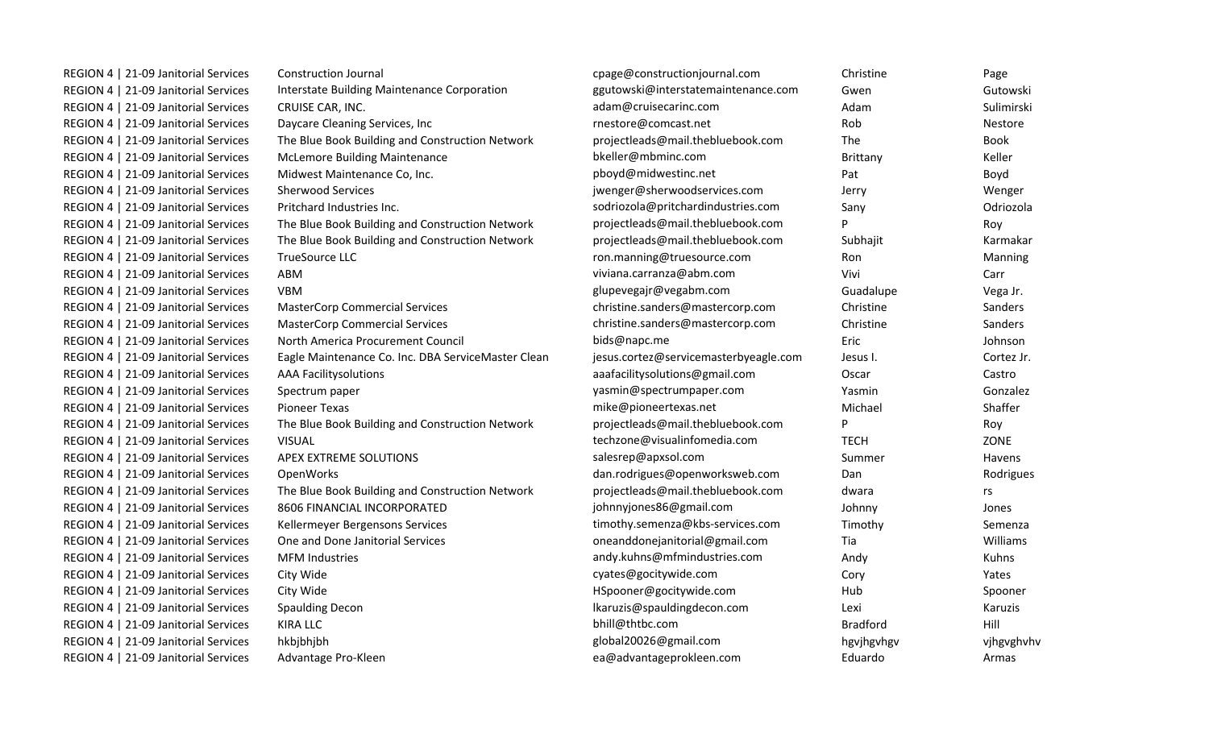| | | | | |
|---|---|---|---|---|
| REGION 4 \| 21-09 Janitorial Services | Construction Journal | cpage@constructionjournal.com | Christine | Page |
| REGION 4 \| 21-09 Janitorial Services | Interstate Building Maintenance Corporation | ggutowski@interstatemaintenance.com | Gwen | Gutowski |
| REGION 4 \| 21-09 Janitorial Services | CRUISE CAR, INC. | adam@cruisecarinc.com | Adam | Sulimirski |
| REGION 4 \| 21-09 Janitorial Services | Daycare Cleaning Services, Inc | rnestore@comcast.net | Rob | Nestore |
| REGION 4 \| 21-09 Janitorial Services | The Blue Book Building and Construction Network | projectleads@mail.thebluebook.com | The | Book |
| REGION 4 \| 21-09 Janitorial Services | McLemore Building Maintenance | bkeller@mbminc.com | Brittany | Keller |
| REGION 4 \| 21-09 Janitorial Services | Midwest Maintenance Co, Inc. | pboyd@midwestinc.net | Pat | Boyd |
| REGION 4 \| 21-09 Janitorial Services | Sherwood Services | jwenger@sherwoodservices.com | Jerry | Wenger |
| REGION 4 \| 21-09 Janitorial Services | Pritchard Industries Inc. | sodriozola@pritchardindustries.com | Sany | Odriozola |
| REGION 4 \| 21-09 Janitorial Services | The Blue Book Building and Construction Network | projectleads@mail.thebluebook.com | P | Roy |
| REGION 4 \| 21-09 Janitorial Services | The Blue Book Building and Construction Network | projectleads@mail.thebluebook.com | Subhajit | Karmakar |
| REGION 4 \| 21-09 Janitorial Services | TrueSource LLC | ron.manning@truesource.com | Ron | Manning |
| REGION 4 \| 21-09 Janitorial Services | ABM | viviana.carranza@abm.com | Vivi | Carr |
| REGION 4 \| 21-09 Janitorial Services | VBM | glupevegajr@vegabm.com | Guadalupe | Vega Jr. |
| REGION 4 \| 21-09 Janitorial Services | MasterCorp Commercial Services | christine.sanders@mastercorp.com | Christine | Sanders |
| REGION 4 \| 21-09 Janitorial Services | MasterCorp Commercial Services | christine.sanders@mastercorp.com | Christine | Sanders |
| REGION 4 \| 21-09 Janitorial Services | North America Procurement Council | bids@napc.me | Eric | Johnson |
| REGION 4 \| 21-09 Janitorial Services | Eagle Maintenance Co. Inc. DBA ServiceMaster Clean | jesus.cortez@servicemasterbyeagle.com | Jesus I. | Cortez Jr. |
| REGION 4 \| 21-09 Janitorial Services | AAA Facilitysolutions | aaafacilitysolutions@gmail.com | Oscar | Castro |
| REGION 4 \| 21-09 Janitorial Services | Spectrum paper | yasmin@spectrumpaper.com | Yasmin | Gonzalez |
| REGION 4 \| 21-09 Janitorial Services | Pioneer Texas | mike@pioneertexas.net | Michael | Shaffer |
| REGION 4 \| 21-09 Janitorial Services | The Blue Book Building and Construction Network | projectleads@mail.thebluebook.com | P | Roy |
| REGION 4 \| 21-09 Janitorial Services | VISUAL | techzone@visualinfomedia.com | TECH | ZONE |
| REGION 4 \| 21-09 Janitorial Services | APEX EXTREME SOLUTIONS | salesrep@apxsol.com | Summer | Havens |
| REGION 4 \| 21-09 Janitorial Services | OpenWorks | dan.rodrigues@openworksweb.com | Dan | Rodrigues |
| REGION 4 \| 21-09 Janitorial Services | The Blue Book Building and Construction Network | projectleads@mail.thebluebook.com | dwara | rs |
| REGION 4 \| 21-09 Janitorial Services | 8606 FINANCIAL INCORPORATED | johnnyjones86@gmail.com | Johnny | Jones |
| REGION 4 \| 21-09 Janitorial Services | Kellermeyer Bergensons Services | timothy.semenza@kbs-services.com | Timothy | Semenza |
| REGION 4 \| 21-09 Janitorial Services | One and Done Janitorial Services | oneanddonejanitorial@gmail.com | Tia | Williams |
| REGION 4 \| 21-09 Janitorial Services | MFM Industries | andy.kuhns@mfmindustries.com | Andy | Kuhns |
| REGION 4 \| 21-09 Janitorial Services | City Wide | cyates@gocitywide.com | Cory | Yates |
| REGION 4 \| 21-09 Janitorial Services | City Wide | HSpooner@gocitywide.com | Hub | Spooner |
| REGION 4 \| 21-09 Janitorial Services | Spaulding Decon | lkaruzis@spauldingdecon.com | Lexi | Karuzis |
| REGION 4 \| 21-09 Janitorial Services | KIRA LLC | bhill@thtbc.com | Bradford | Hill |
| REGION 4 \| 21-09 Janitorial Services | hkbjbhjbh | global20026@gmail.com | hgvjhgvhgv | vjhgvghvhv |
| REGION 4 \| 21-09 Janitorial Services | Advantage Pro-Kleen | ea@advantageprokleen.com | Eduardo | Armas |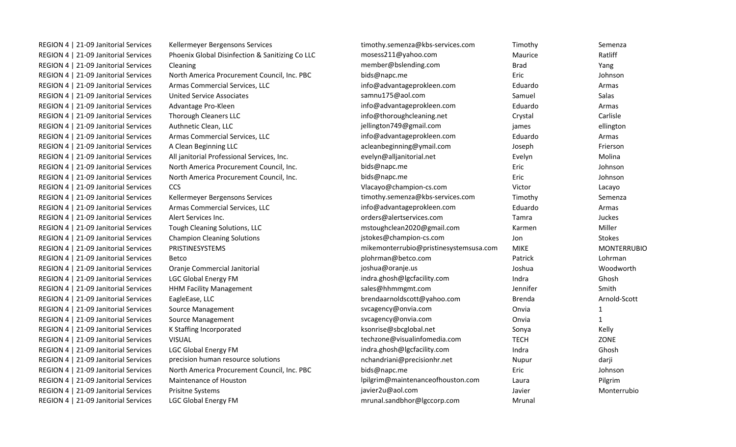| | | | | |
|---|---|---|---|---|
| REGION 4 \| 21-09 Janitorial Services | Kellermeyer Bergensons Services | timothy.semenza@kbs-services.com | Timothy | Semenza |
| REGION 4 \| 21-09 Janitorial Services | Phoenix Global Disinfection & Sanitizing Co LLC | mosess211@yahoo.com | Maurice | Ratliff |
| REGION 4 \| 21-09 Janitorial Services | Cleaning | member@bslending.com | Brad | Yang |
| REGION 4 \| 21-09 Janitorial Services | North America Procurement Council, Inc. PBC | bids@napc.me | Eric | Johnson |
| REGION 4 \| 21-09 Janitorial Services | Armas Commercial Services, LLC | info@advantageprokleen.com | Eduardo | Armas |
| REGION 4 \| 21-09 Janitorial Services | United Service Associates | samnu175@aol.com | Samuel | Salas |
| REGION 4 \| 21-09 Janitorial Services | Advantage Pro-Kleen | info@advantageprokleen.com | Eduardo | Armas |
| REGION 4 \| 21-09 Janitorial Services | Thorough Cleaners LLC | info@thoroughcleaning.net | Crystal | Carlisle |
| REGION 4 \| 21-09 Janitorial Services | Authnetic Clean, LLC | jellington749@gmail.com | james | ellington |
| REGION 4 \| 21-09 Janitorial Services | Armas Commercial Services, LLC | info@advantageprokleen.com | Eduardo | Armas |
| REGION 4 \| 21-09 Janitorial Services | A Clean Beginning LLC | acleanbeginning@ymail.com | Joseph | Frierson |
| REGION 4 \| 21-09 Janitorial Services | All janitorial Professional Services, Inc. | evelyn@alljanitorial.net | Evelyn | Molina |
| REGION 4 \| 21-09 Janitorial Services | North America Procurement Council, Inc. | bids@napc.me | Eric | Johnson |
| REGION 4 \| 21-09 Janitorial Services | North America Procurement Council, Inc. | bids@napc.me | Eric | Johnson |
| REGION 4 \| 21-09 Janitorial Services | CCS | Vlacayo@champion-cs.com | Victor | Lacayo |
| REGION 4 \| 21-09 Janitorial Services | Kellermeyer Bergensons Services | timothy.semenza@kbs-services.com | Timothy | Semenza |
| REGION 4 \| 21-09 Janitorial Services | Armas Commercial Services, LLC | info@advantageprokleen.com | Eduardo | Armas |
| REGION 4 \| 21-09 Janitorial Services | Alert Services Inc. | orders@alertservices.com | Tamra | Juckes |
| REGION 4 \| 21-09 Janitorial Services | Tough Cleaning Solutions, LLC | mstoughclean2020@gmail.com | Karmen | Miller |
| REGION 4 \| 21-09 Janitorial Services | Champion Cleaning Solutions | jstokes@champion-cs.com | Jon | Stokes |
| REGION 4 \| 21-09 Janitorial Services | PRISTINESYSTEMS | mikemonterrubio@pristinesystemsusa.com | MIKE | MONTERRUBIO |
| REGION 4 \| 21-09 Janitorial Services | Betco | plohrman@betco.com | Patrick | Lohrman |
| REGION 4 \| 21-09 Janitorial Services | Oranje Commercial Janitorial | joshua@oranje.us | Joshua | Woodworth |
| REGION 4 \| 21-09 Janitorial Services | LGC Global Energy FM | indra.ghosh@lgcfacility.com | Indra | Ghosh |
| REGION 4 \| 21-09 Janitorial Services | HHM Facility Management | sales@hhmmgmt.com | Jennifer | Smith |
| REGION 4 \| 21-09 Janitorial Services | EagleEase, LLC | brendaarnoldscott@yahoo.com | Brenda | Arnold-Scott |
| REGION 4 \| 21-09 Janitorial Services | Source Management | svcagency@onvia.com | Onvia | 1 |
| REGION 4 \| 21-09 Janitorial Services | Source Management | svcagency@onvia.com | Onvia | 1 |
| REGION 4 \| 21-09 Janitorial Services | K Staffing Incorporated | ksonrise@sbcglobal.net | Sonya | Kelly |
| REGION 4 \| 21-09 Janitorial Services | VISUAL | techzone@visualinfomedia.com | TECH | ZONE |
| REGION 4 \| 21-09 Janitorial Services | LGC Global Energy FM | indra.ghosh@lgcfacility.com | Indra | Ghosh |
| REGION 4 \| 21-09 Janitorial Services | precision human resource solutions | nchandriani@precisionhr.net | Nupur | darji |
| REGION 4 \| 21-09 Janitorial Services | North America Procurement Council, Inc. PBC | bids@napc.me | Eric | Johnson |
| REGION 4 \| 21-09 Janitorial Services | Maintenance of Houston | lpilgrim@maintenanceofhouston.com | Laura | Pilgrim |
| REGION 4 \| 21-09 Janitorial Services | Prisitne Systems | javier2u@aol.com | Javier | Monterrubio |
| REGION 4 \| 21-09 Janitorial Services | LGC Global Energy FM | mrunal.sandbhor@lgccorp.com | Mrunal | |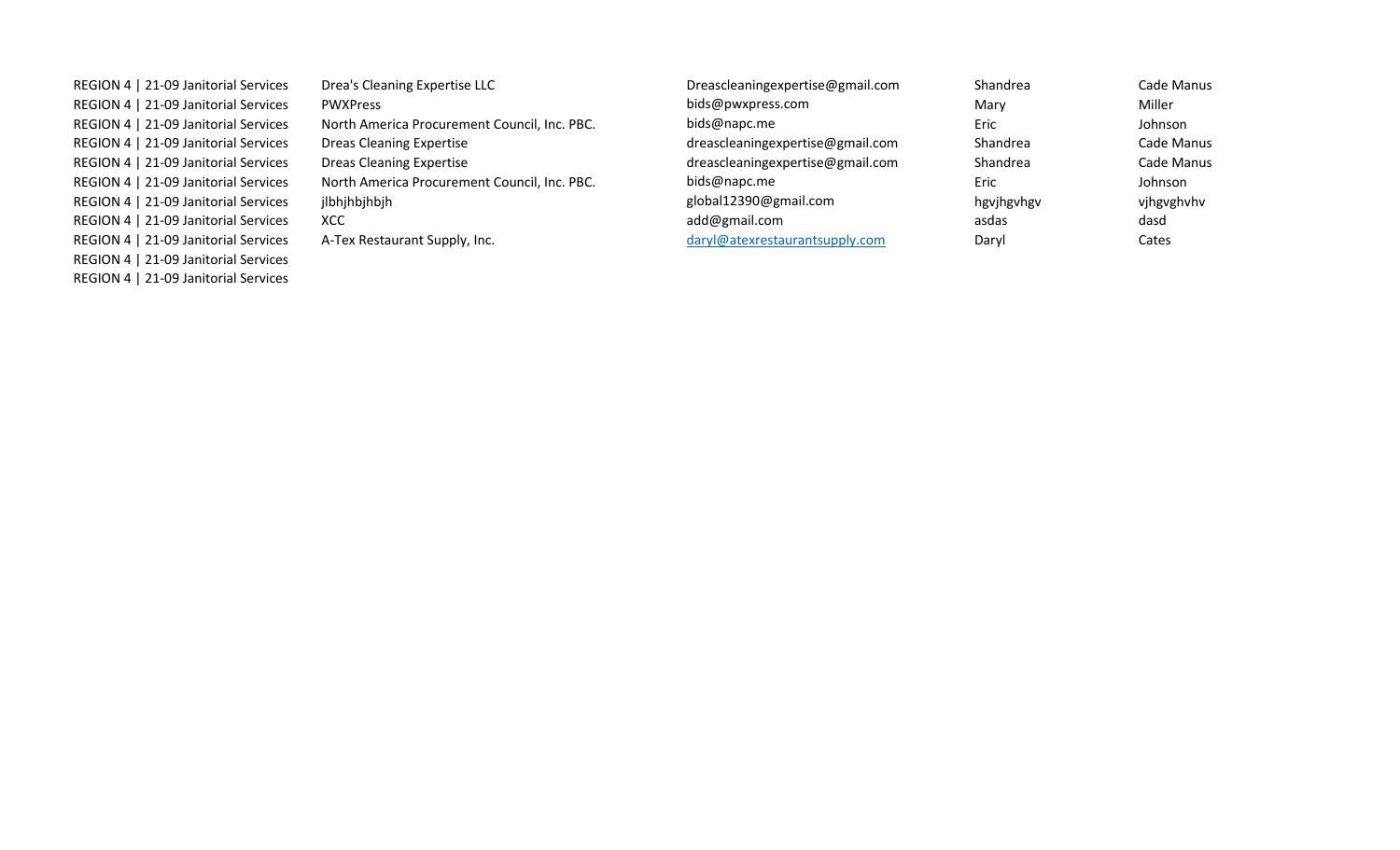| | | | | |
|---|---|---|---|---|
| REGION 4 \| 21-09 Janitorial Services | Drea's Cleaning Expertise LLC | Dreascleaningexpertise@gmail.com | Shandrea | Cade Manus |
| REGION 4 \| 21-09 Janitorial Services | PWXPress | bids@pwxpress.com | Mary | Miller |
| REGION 4 \| 21-09 Janitorial Services | North America Procurement Council, Inc. PBC. | bids@napc.me | Eric | Johnson |
| REGION 4 \| 21-09 Janitorial Services | Dreas Cleaning Expertise | dreascleaningexpertise@gmail.com | Shandrea | Cade Manus |
| REGION 4 \| 21-09 Janitorial Services | Dreas Cleaning Expertise | dreascleaningexpertise@gmail.com | Shandrea | Cade Manus |
| REGION 4 \| 21-09 Janitorial Services | North America Procurement Council, Inc. PBC. | bids@napc.me | Eric | Johnson |
| REGION 4 \| 21-09 Janitorial Services | jlbhjhbjhbjh | global12390@gmail.com | hgvjhgvhgv | vjhgvghvhv |
| REGION 4 \| 21-09 Janitorial Services | XCC | add@gmail.com | asdas | dasd |
| REGION 4 \| 21-09 Janitorial Services | A-Tex Restaurant Supply, Inc. | daryl@atexrestaurantsupply.com | Daryl | Cates |
| REGION 4 \| 21-09 Janitorial Services | | | | |
| REGION 4 \| 21-09 Janitorial Services | | | | |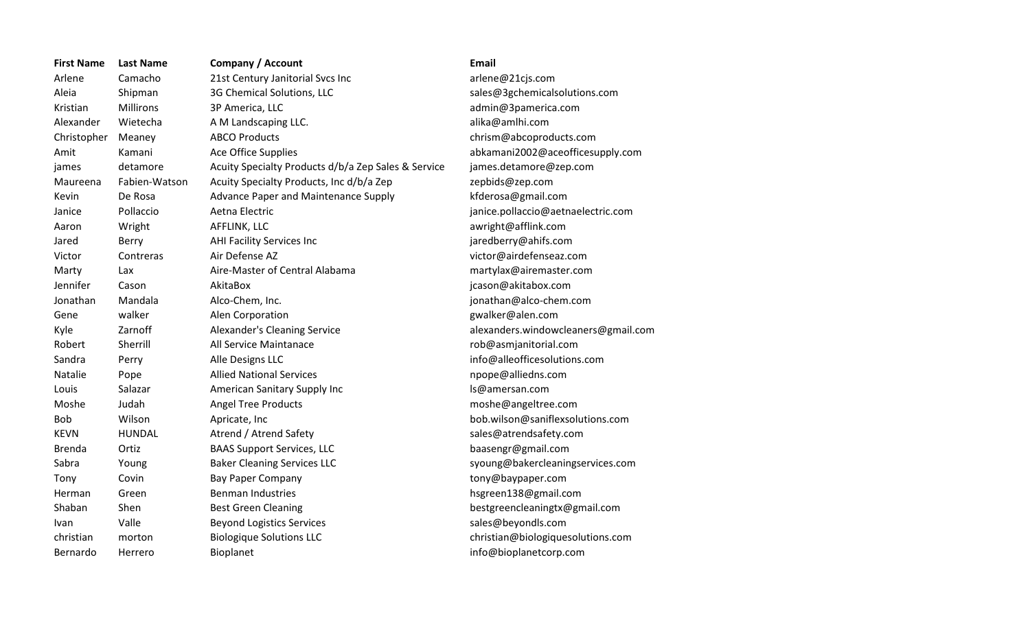| First Name | Last Name | Company / Account | Email |
|---|---|---|---|
| Arlene | Camacho | 21st Century Janitorial Svcs Inc | arlene@21cjs.com |
| Aleia | Shipman | 3G Chemical Solutions, LLC | sales@3gchemicalsolutions.com |
| Kristian | Millirons | 3P America, LLC | admin@3pamerica.com |
| Alexander | Wietecha | A M Landscaping LLC. | alika@amlhi.com |
| Christopher | Meaney | ABCO Products | chrism@abcoproducts.com |
| Amit | Kamani | Ace Office Supplies | abkamani2002@aceofficesupply.com |
| james | detamore | Acuity Specialty Products d/b/a Zep Sales & Service | james.detamore@zep.com |
| Maureena | Fabien-Watson | Acuity Specialty Products, Inc d/b/a Zep | zepbids@zep.com |
| Kevin | De Rosa | Advance Paper and Maintenance Supply | kfderosa@gmail.com |
| Janice | Pollaccio | Aetna Electric | janice.pollaccio@aetnaelectric.com |
| Aaron | Wright | AFFLINK, LLC | awright@afflink.com |
| Jared | Berry | AHI Facility Services Inc | jaredberry@ahifs.com |
| Victor | Contreras | Air Defense AZ | victor@airdefenseaz.com |
| Marty | Lax | Aire-Master of Central Alabama | martylax@airemaster.com |
| Jennifer | Cason | AkitaBox | jcason@akitabox.com |
| Jonathan | Mandala | Alco-Chem, Inc. | jonathan@alco-chem.com |
| Gene | walker | Alen Corporation | gwalker@alen.com |
| Kyle | Zarnoff | Alexander's Cleaning Service | alexanders.windowcleaners@gmail.com |
| Robert | Sherrill | All Service Maintanace | rob@asmjanitorial.com |
| Sandra | Perry | Alle Designs LLC | info@alleofficesolutions.com |
| Natalie | Pope | Allied National Services | npope@alliedns.com |
| Louis | Salazar | American Sanitary Supply Inc | ls@amersan.com |
| Moshe | Judah | Angel Tree Products | moshe@angeltree.com |
| Bob | Wilson | Apricate, Inc | bob.wilson@saniflexsolutions.com |
| KEVN | HUNDAL | Atrend / Atrend Safety | sales@atrendsafety.com |
| Brenda | Ortiz | BAAS Support Services, LLC | baasengr@gmail.com |
| Sabra | Young | Baker Cleaning Services LLC | syoung@bakercleaningservices.com |
| Tony | Covin | Bay Paper Company | tony@baypaper.com |
| Herman | Green | Benman Industries | hsgreen138@gmail.com |
| Shaban | Shen | Best Green Cleaning | bestgreencleaningtx@gmail.com |
| Ivan | Valle | Beyond Logistics Services | sales@beyondls.com |
| christian | morton | Biologique Solutions LLC | christian@biologiquesolutions.com |
| Bernardo | Herrero | Bioplanet | info@bioplanetcorp.com |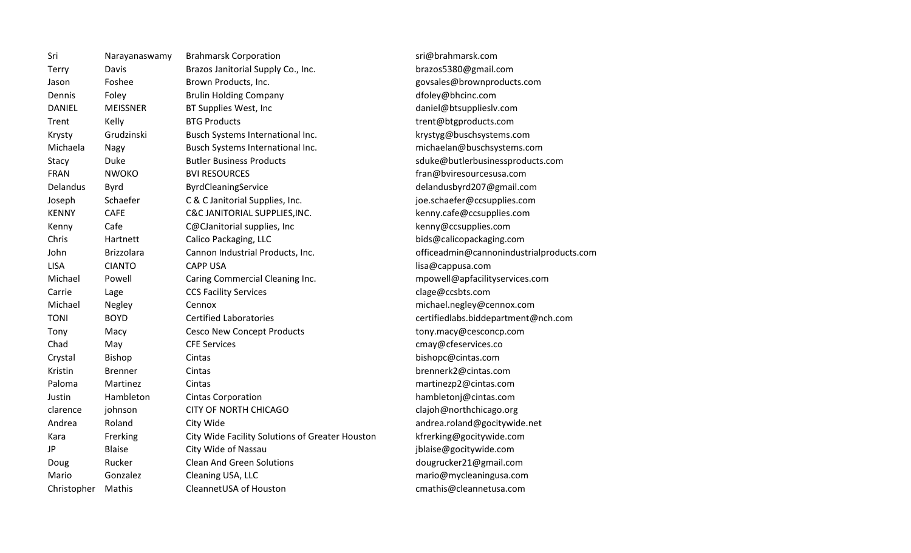| | | | |
|---|---|---|---|
| Sri | Narayanaswamy | Brahmarsk Corporation | sri@brahmarsk.com |
| Terry | Davis | Brazos Janitorial Supply Co., Inc. | brazos5380@gmail.com |
| Jason | Foshee | Brown Products, Inc. | govsales@brownproducts.com |
| Dennis | Foley | Brulin Holding Company | dfoley@bhcinc.com |
| DANIEL | MEISSNER | BT Supplies West, Inc | daniel@btsupplieslv.com |
| Trent | Kelly | BTG Products | trent@btgproducts.com |
| Krysty | Grudzinski | Busch Systems International Inc. | krystyg@buschsystems.com |
| Michaela | Nagy | Busch Systems International Inc. | michaelan@buschsystems.com |
| Stacy | Duke | Butler Business Products | sduke@butlerbusinessproducts.com |
| FRAN | NWOKO | BVI RESOURCES | fran@bviresourcesusa.com |
| Delandus | Byrd | ByrdCleaningService | delandusbyrd207@gmail.com |
| Joseph | Schaefer | C & C Janitorial Supplies, Inc. | joe.schaefer@ccsupplies.com |
| KENNY | CAFE | C&C JANITORIAL SUPPLIES,INC. | kenny.cafe@ccsupplies.com |
| Kenny | Cafe | C@CJanitorial supplies, Inc | kenny@ccsupplies.com |
| Chris | Hartnett | Calico Packaging, LLC | bids@calicopackaging.com |
| John | Brizzolara | Cannon Industrial Products, Inc. | officeadmin@cannonindustrialproducts.com |
| LISA | CIANTO | CAPP USA | lisa@cappusa.com |
| Michael | Powell | Caring Commercial Cleaning Inc. | mpowell@apfacilityservices.com |
| Carrie | Lage | CCS Facility Services | clage@ccsbts.com |
| Michael | Negley | Cennox | michael.negley@cennox.com |
| TONI | BOYD | Certified Laboratories | certifiedlabs.biddepartment@nch.com |
| Tony | Macy | Cesco New Concept Products | tony.macy@cesconcp.com |
| Chad | May | CFE Services | cmay@cfeservices.co |
| Crystal | Bishop | Cintas | bishopc@cintas.com |
| Kristin | Brenner | Cintas | brennerk2@cintas.com |
| Paloma | Martinez | Cintas | martinezp2@cintas.com |
| Justin | Hambleton | Cintas Corporation | hambletonj@cintas.com |
| clarence | johnson | CITY OF NORTH CHICAGO | clajoh@northchicago.org |
| Andrea | Roland | City Wide | andrea.roland@gocitywide.net |
| Kara | Frerking | City Wide Facility Solutions of Greater Houston | kfrerking@gocitywide.com |
| JP | Blaise | City Wide of Nassau | jblaise@gocitywide.com |
| Doug | Rucker | Clean And Green Solutions | dougrucker21@gmail.com |
| Mario | Gonzalez | Cleaning USA, LLC | mario@mycleaningusa.com |
| Christopher | Mathis | CleannetUSA of Houston | cmathis@cleannetusa.com |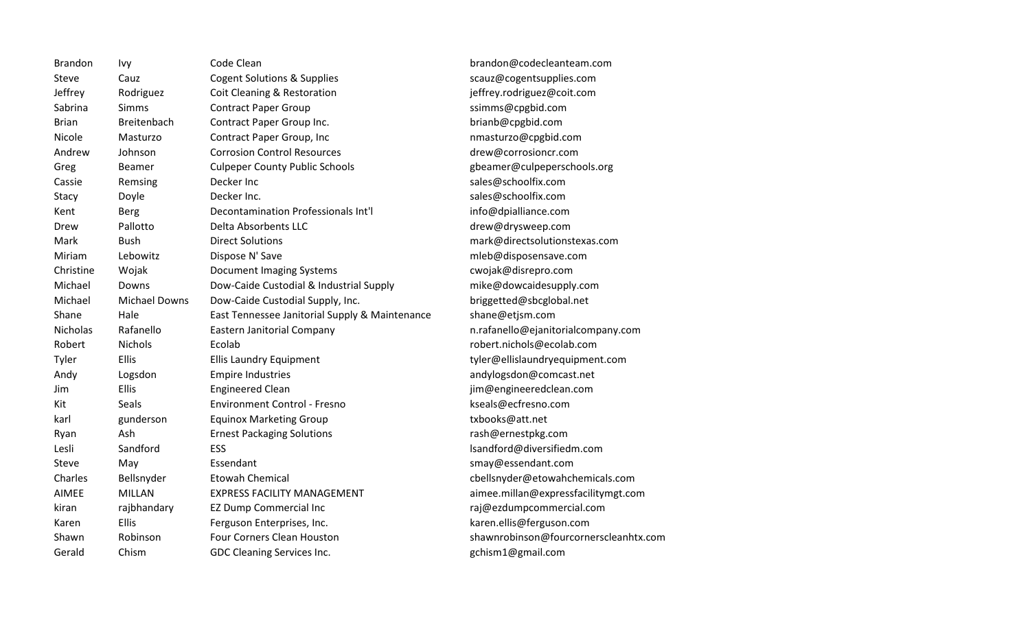| | | | |
|---|---|---|---|
| Brandon | Ivy | Code Clean | brandon@codecleanteam.com |
| Steve | Cauz | Cogent Solutions & Supplies | scauz@cogentsupplies.com |
| Jeffrey | Rodriguez | Coit Cleaning & Restoration | jeffrey.rodriguez@coit.com |
| Sabrina | Simms | Contract Paper Group | ssimms@cpgbid.com |
| Brian | Breitenbach | Contract Paper Group Inc. | brianb@cpgbid.com |
| Nicole | Masturzo | Contract Paper Group, Inc | nmasturzo@cpgbid.com |
| Andrew | Johnson | Corrosion Control Resources | drew@corrosioncr.com |
| Greg | Beamer | Culpeper County Public Schools | gbeamer@culpeperschools.org |
| Cassie | Remsing | Decker Inc | sales@schoolfix.com |
| Stacy | Doyle | Decker Inc. | sales@schoolfix.com |
| Kent | Berg | Decontamination Professionals Int'l | info@dpialliance.com |
| Drew | Pallotto | Delta Absorbents LLC | drew@drysweep.com |
| Mark | Bush | Direct Solutions | mark@directsolutionstexas.com |
| Miriam | Lebowitz | Dispose N' Save | mleb@disposensave.com |
| Christine | Wojak | Document Imaging Systems | cwojak@disrepro.com |
| Michael | Downs | Dow-Caide Custodial & Industrial Supply | mike@dowcaidesupply.com |
| Michael | Michael Downs | Dow-Caide Custodial Supply, Inc. | briggetted@sbcglobal.net |
| Shane | Hale | East Tennessee Janitorial Supply & Maintenance | shane@etjsm.com |
| Nicholas | Rafanello | Eastern Janitorial Company | n.rafanello@ejanitorialcompany.com |
| Robert | Nichols | Ecolab | robert.nichols@ecolab.com |
| Tyler | Ellis | Ellis Laundry Equipment | tyler@ellislaundryequipment.com |
| Andy | Logsdon | Empire Industries | andylogsdon@comcast.net |
| Jim | Ellis | Engineered Clean | jim@engineeredclean.com |
| Kit | Seals | Environment Control - Fresno | kseals@ecfresno.com |
| karl | gunderson | Equinox Marketing Group | txbooks@att.net |
| Ryan | Ash | Ernest Packaging Solutions | rash@ernestpkg.com |
| Lesli | Sandford | ESS | lsandford@diversifiedm.com |
| Steve | May | Essendant | smay@essendant.com |
| Charles | Bellsnyder | Etowah Chemical | cbellsnyder@etowahchemicals.com |
| AIMEE | MILLAN | EXPRESS FACILITY MANAGEMENT | aimee.millan@expressfacilitymgt.com |
| kiran | rajbhandary | EZ Dump Commercial Inc | raj@ezdumpcommercial.com |
| Karen | Ellis | Ferguson Enterprises, Inc. | karen.ellis@ferguson.com |
| Shawn | Robinson | Four Corners Clean Houston | shawnrobinson@fourcornerscleanhtx.com |
| Gerald | Chism | GDC Cleaning Services Inc. | gchism1@gmail.com |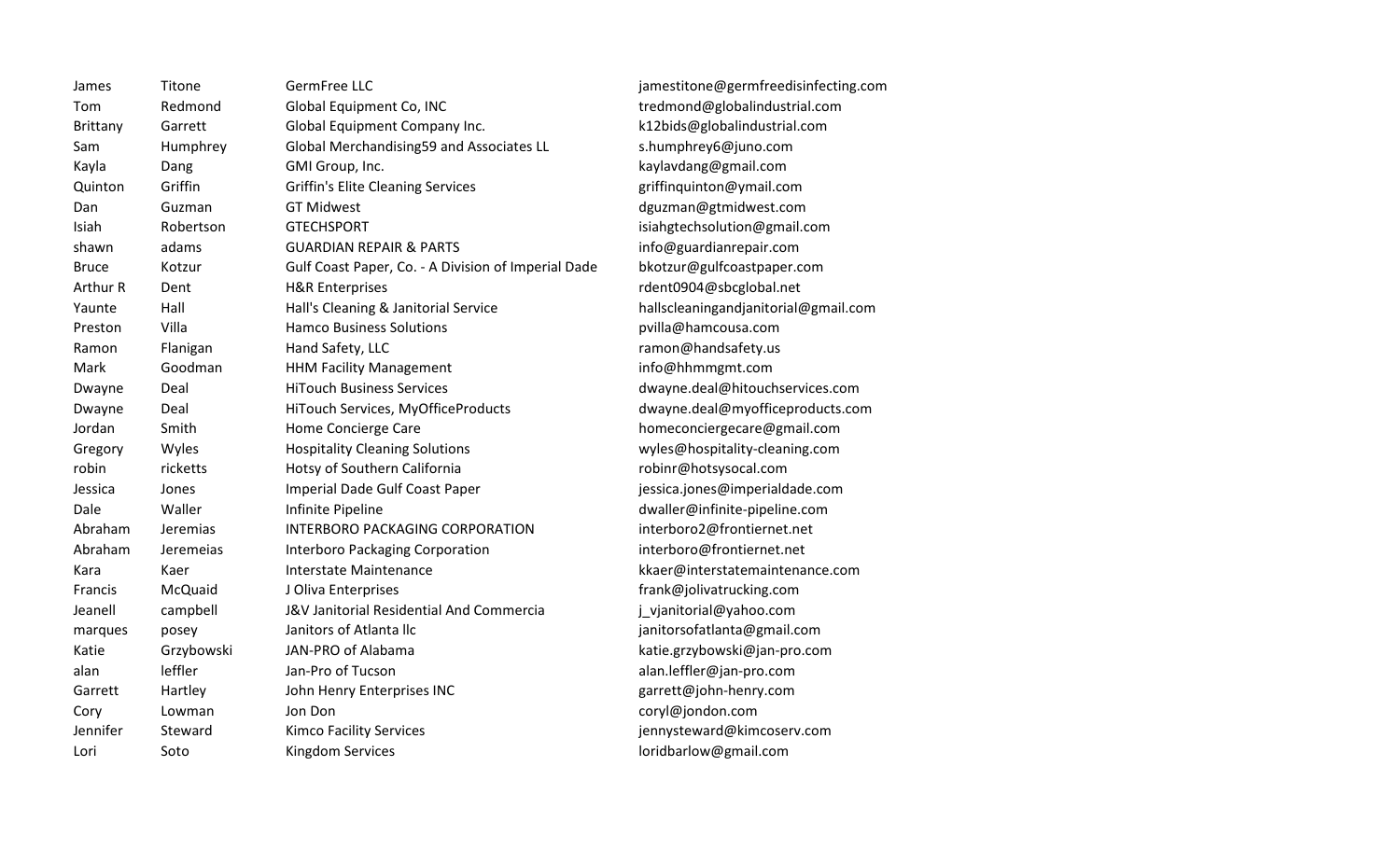| | | | |
|---|---|---|---|
| James | Titone | GermFree LLC | jamestitone@germfreedisinfecting.com |
| Tom | Redmond | Global Equipment Co, INC | tredmond@globalindustrial.com |
| Brittany | Garrett | Global Equipment Company Inc. | k12bids@globalindustrial.com |
| Sam | Humphrey | Global Merchandising59 and Associates LL | s.humphrey6@juno.com |
| Kayla | Dang | GMI Group, Inc. | kaylavdang@gmail.com |
| Quinton | Griffin | Griffin's Elite Cleaning Services | griffinquinton@ymail.com |
| Dan | Guzman | GT Midwest | dguzman@gtmidwest.com |
| Isiah | Robertson | GTECHSPORT | isiahgtechsolution@gmail.com |
| shawn | adams | GUARDIAN REPAIR & PARTS | info@guardianrepair.com |
| Bruce | Kotzur | Gulf Coast Paper, Co. - A Division of Imperial Dade | bkotzur@gulfcoastpaper.com |
| Arthur R | Dent | H&R Enterprises | rdent0904@sbcglobal.net |
| Yaunte | Hall | Hall's Cleaning & Janitorial Service | hallscleaningandjanitorial@gmail.com |
| Preston | Villa | Hamco Business Solutions | pvilla@hamcousa.com |
| Ramon | Flanigan | Hand Safety, LLC | ramon@handsafety.us |
| Mark | Goodman | HHM Facility Management | info@hhmmgmt.com |
| Dwayne | Deal | HiTouch Business Services | dwayne.deal@hitouchservices.com |
| Dwayne | Deal | HiTouch Services, MyOfficeProducts | dwayne.deal@myofficeproducts.com |
| Jordan | Smith | Home Concierge Care | homeconciergecare@gmail.com |
| Gregory | Wyles | Hospitality Cleaning Solutions | wyles@hospitality-cleaning.com |
| robin | ricketts | Hotsy of Southern California | robinr@hotsysocal.com |
| Jessica | Jones | Imperial Dade Gulf Coast Paper | jessica.jones@imperialdade.com |
| Dale | Waller | Infinite Pipeline | dwaller@infinite-pipeline.com |
| Abraham | Jeremias | INTERBORO PACKAGING CORPORATION | interboro2@frontiernet.net |
| Abraham | Jeremeias | Interboro Packaging Corporation | interboro@frontiernet.net |
| Kara | Kaer | Interstate Maintenance | kkaer@interstatemaintenance.com |
| Francis | McQuaid | J Oliva Enterprises | frank@jolivatrucking.com |
| Jeanell | campbell | J&V Janitorial Residential And Commercia | j_vjanitorial@yahoo.com |
| marques | posey | Janitors of Atlanta llc | janitorsofatlanta@gmail.com |
| Katie | Grzybowski | JAN-PRO of Alabama | katie.grzybowski@jan-pro.com |
| alan | leffler | Jan-Pro of Tucson | alan.leffler@jan-pro.com |
| Garrett | Hartley | John Henry Enterprises INC | garrett@john-henry.com |
| Cory | Lowman | Jon Don | coryl@jondon.com |
| Jennifer | Steward | Kimco Facility Services | jennysteward@kimcoserv.com |
| Lori | Soto | Kingdom Services | loridbarlow@gmail.com |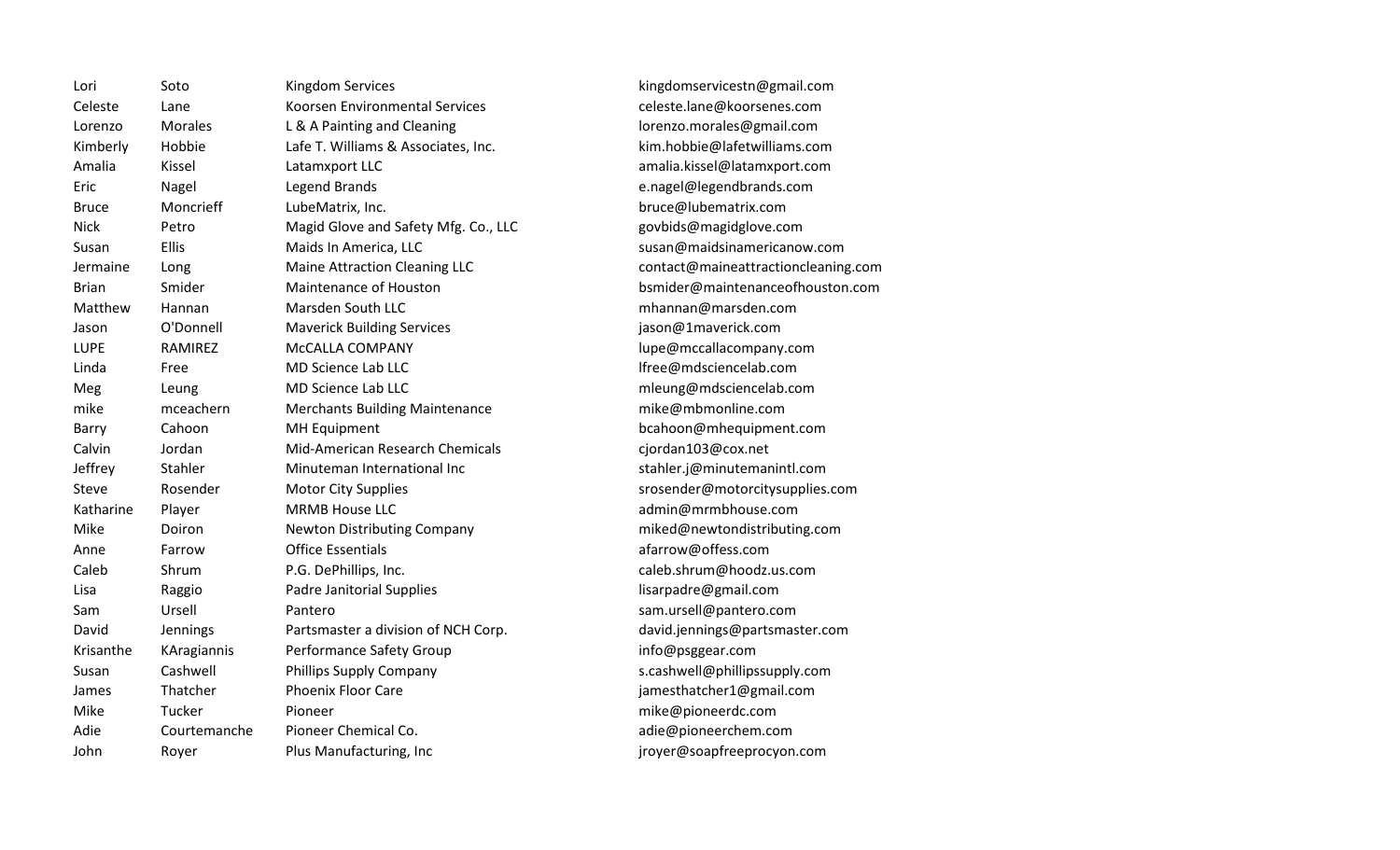| | | | |
|---|---|---|---|
| Lori | Soto | Kingdom Services | kingdomservicestn@gmail.com |
| Celeste | Lane | Koorsen Environmental Services | celeste.lane@koorsenes.com |
| Lorenzo | Morales | L & A Painting and Cleaning | lorenzo.morales@gmail.com |
| Kimberly | Hobbie | Lafe T. Williams & Associates, Inc. | kim.hobbie@lafetwilliams.com |
| Amalia | Kissel | Latamxport LLC | amalia.kissel@latamxport.com |
| Eric | Nagel | Legend Brands | e.nagel@legendbrands.com |
| Bruce | Moncrieff | LubeMatrix, Inc. | bruce@lubematrix.com |
| Nick | Petro | Magid Glove and Safety Mfg. Co., LLC | govbids@magidglove.com |
| Susan | Ellis | Maids In America, LLC | susan@maidsinamericanow.com |
| Jermaine | Long | Maine Attraction Cleaning LLC | contact@maineattractioncleaning.com |
| Brian | Smider | Maintenance of Houston | bsmider@maintenanceofhouston.com |
| Matthew | Hannan | Marsden South LLC | mhannan@marsden.com |
| Jason | O'Donnell | Maverick Building Services | jason@1maverick.com |
| LUPE | RAMIREZ | McCALLA COMPANY | lupe@mccallacompany.com |
| Linda | Free | MD Science Lab LLC | lfree@mdsciencelab.com |
| Meg | Leung | MD Science Lab LLC | mleung@mdsciencelab.com |
| mike | mceachern | Merchants Building Maintenance | mike@mbmonline.com |
| Barry | Cahoon | MH Equipment | bcahoon@mhequipment.com |
| Calvin | Jordan | Mid-American Research Chemicals | cjordan103@cox.net |
| Jeffrey | Stahler | Minuteman International Inc | stahler.j@minutemanintl.com |
| Steve | Rosender | Motor City Supplies | srosender@motorcitysupplies.com |
| Katharine | Player | MRMB House LLC | admin@mrmbhouse.com |
| Mike | Doiron | Newton Distributing Company | miked@newtondistributing.com |
| Anne | Farrow | Office Essentials | afarrow@offess.com |
| Caleb | Shrum | P.G. DePhillips, Inc. | caleb.shrum@hoodz.us.com |
| Lisa | Raggio | Padre Janitorial Supplies | lisarpadre@gmail.com |
| Sam | Ursell | Pantero | sam.ursell@pantero.com |
| David | Jennings | Partsmaster a division of NCH Corp. | david.jennings@partsmaster.com |
| Krisanthe | KAragiannis | Performance Safety Group | info@psggear.com |
| Susan | Cashwell | Phillips Supply Company | s.cashwell@phillipssupply.com |
| James | Thatcher | Phoenix Floor Care | jamesthatcher1@gmail.com |
| Mike | Tucker | Pioneer | mike@pioneerdc.com |
| Adie | Courtemanche | Pioneer Chemical Co. | adie@pioneerchem.com |
| John | Royer | Plus Manufacturing, Inc | jroyer@soapfreeprocyon.com |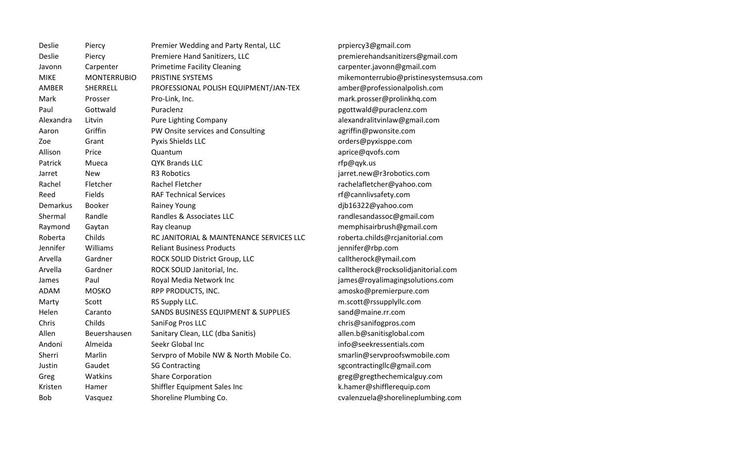| | | | |
|---|---|---|---|
| Deslie | Piercy | Premier Wedding and Party Rental, LLC | prpiercy3@gmail.com |
| Deslie | Piercy | Premiere Hand Sanitizers, LLC | premierehandsanitizers@gmail.com |
| Javonn | Carpenter | Primetime Facility Cleaning | carpenter.javonn@gmail.com |
| MIKE | MONTERRUBIO | PRISTINE SYSTEMS | mikemonterrubio@pristinesystemsusa.com |
| AMBER | SHERRELL | PROFESSIONAL POLISH EQUIPMENT/JAN-TEX | amber@professionalpolish.com |
| Mark | Prosser | Pro-Link, Inc. | mark.prosser@prolinkhq.com |
| Paul | Gottwald | Puraclenz | pgottwald@puraclenz.com |
| Alexandra | Litvin | Pure Lighting Company | alexandralitvinlaw@gmail.com |
| Aaron | Griffin | PW Onsite services and Consulting | agriffin@pwonsite.com |
| Zoe | Grant | Pyxis Shields LLC | orders@pyxisppe.com |
| Allison | Price | Quantum | aprice@qvofs.com |
| Patrick | Mueca | QYK Brands LLC | rfp@qyk.us |
| Jarret | New | R3 Robotics | jarret.new@r3robotics.com |
| Rachel | Fletcher | Rachel Fletcher | rachelafletcher@yahoo.com |
| Reed | Fields | RAF Technical Services | rf@cannlivsafety.com |
| Demarkus | Booker | Rainey Young | djb16322@yahoo.com |
| Shermal | Randle | Randles & Associates LLC | randlesandassoc@gmail.com |
| Raymond | Gaytan | Ray cleanup | memphisairbrush@gmail.com |
| Roberta | Childs | RC JANITORIAL & MAINTENANCE SERVICES LLC | roberta.childs@rcjanitorial.com |
| Jennifer | Williams | Reliant Business Products | jennifer@rbp.com |
| Arvella | Gardner | ROCK SOLID District Group, LLC | calltherock@ymail.com |
| Arvella | Gardner | ROCK SOLID Janitorial, Inc. | calltherock@rocksolidjanitorial.com |
| James | Paul | Royal Media Network Inc | james@royalimagingsolutions.com |
| ADAM | MOSKO | RPP PRODUCTS, INC. | amosko@premierpure.com |
| Marty | Scott | RS Supply LLC. | m.scott@rssupplyllc.com |
| Helen | Caranto | SANDS BUSINESS EQUIPMENT & SUPPLIES | sand@maine.rr.com |
| Chris | Childs | SaniFog Pros LLC | chris@sanifogpros.com |
| Allen | Beuershausen | Sanitary Clean, LLC (dba Sanitis) | allen.b@sanitisglobal.com |
| Andoni | Almeida | Seekr Global Inc | info@seekressentials.com |
| Sherri | Marlin | Servpro of Mobile NW & North Mobile Co. | smarlin@servproofswmobile.com |
| Justin | Gaudet | SG Contracting | sgcontractingllc@gmail.com |
| Greg | Watkins | Share Corporation | greg@gregthechemicalguy.com |
| Kristen | Hamer | Shiffler Equipment Sales Inc | k.hamer@shifflerequip.com |
| Bob | Vasquez | Shoreline Plumbing Co. | cvalenzuela@shorelineplumbing.com |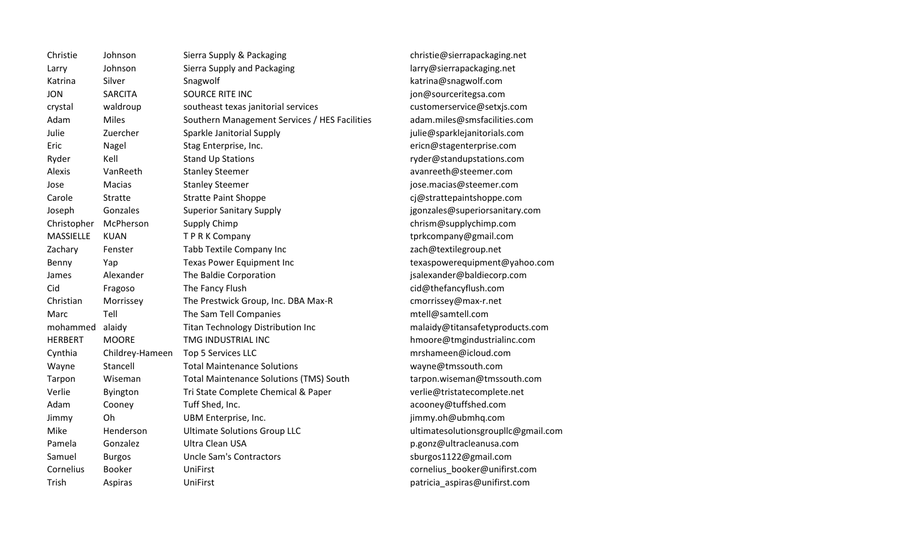| | | | |
|---|---|---|---|
| Christie | Johnson | Sierra Supply & Packaging | christie@sierrapackaging.net |
| Larry | Johnson | Sierra Supply and Packaging | larry@sierrapackaging.net |
| Katrina | Silver | Snagwolf | katrina@snagwolf.com |
| JON | SARCITA | SOURCE RITE INC | jon@sourceritegsa.com |
| crystal | waldroup | southeast texas janitorial services | customerservice@setxjs.com |
| Adam | Miles | Southern Management Services / HES Facilities | adam.miles@smsfacilities.com |
| Julie | Zuercher | Sparkle Janitorial Supply | julie@sparklejanitorials.com |
| Eric | Nagel | Stag Enterprise, Inc. | ericn@stagenterprise.com |
| Ryder | Kell | Stand Up Stations | ryder@standupstations.com |
| Alexis | VanReeth | Stanley Steemer | avanreeth@steemer.com |
| Jose | Macias | Stanley Steemer | jose.macias@steemer.com |
| Carole | Stratte | Stratte Paint Shoppe | cj@strattepaintshoppe.com |
| Joseph | Gonzales | Superior Sanitary Supply | jgonzales@superiorsanitary.com |
| Christopher | McPherson | Supply Chimp | chrism@supplychimp.com |
| MASSIELLE | KUAN | T P R K Company | tprkcompany@gmail.com |
| Zachary | Fenster | Tabb Textile Company Inc | zach@textilegroup.net |
| Benny | Yap | Texas Power Equipment Inc | texaspowerequipment@yahoo.com |
| James | Alexander | The Baldie Corporation | jsalexander@baldiecorp.com |
| Cid | Fragoso | The Fancy Flush | cid@thefancyflush.com |
| Christian | Morrissey | The Prestwick Group, Inc. DBA Max-R | cmorrissey@max-r.net |
| Marc | Tell | The Sam Tell Companies | mtell@samtell.com |
| mohammed | alaidy | Titan Technology Distribution Inc | malaidy@titansafetyproducts.com |
| HERBERT | MOORE | TMG INDUSTRIAL INC | hmoore@tmgindustrialinc.com |
| Cynthia | Childrey-Hameen | Top 5 Services LLC | mrshameen@icloud.com |
| Wayne | Stancell | Total Maintenance Solutions | wayne@tmssouth.com |
| Tarpon | Wiseman | Total Maintenance Solutions (TMS) South | tarpon.wiseman@tmssouth.com |
| Verlie | Byington | Tri State Complete Chemical & Paper | verlie@tristatecomplete.net |
| Adam | Cooney | Tuff Shed, Inc. | acooney@tuffshed.com |
| Jimmy | Oh | UBM Enterprise, Inc. | jimmy.oh@ubmhq.com |
| Mike | Henderson | Ultimate Solutions Group LLC | ultimatesolutionsgroupllc@gmail.com |
| Pamela | Gonzalez | Ultra Clean USA | p.gonz@ultracleanusa.com |
| Samuel | Burgos | Uncle Sam's Contractors | sburgos1122@gmail.com |
| Cornelius | Booker | UniFirst | cornelius_booker@unifirst.com |
| Trish | Aspiras | UniFirst | patricia_aspiras@unifirst.com |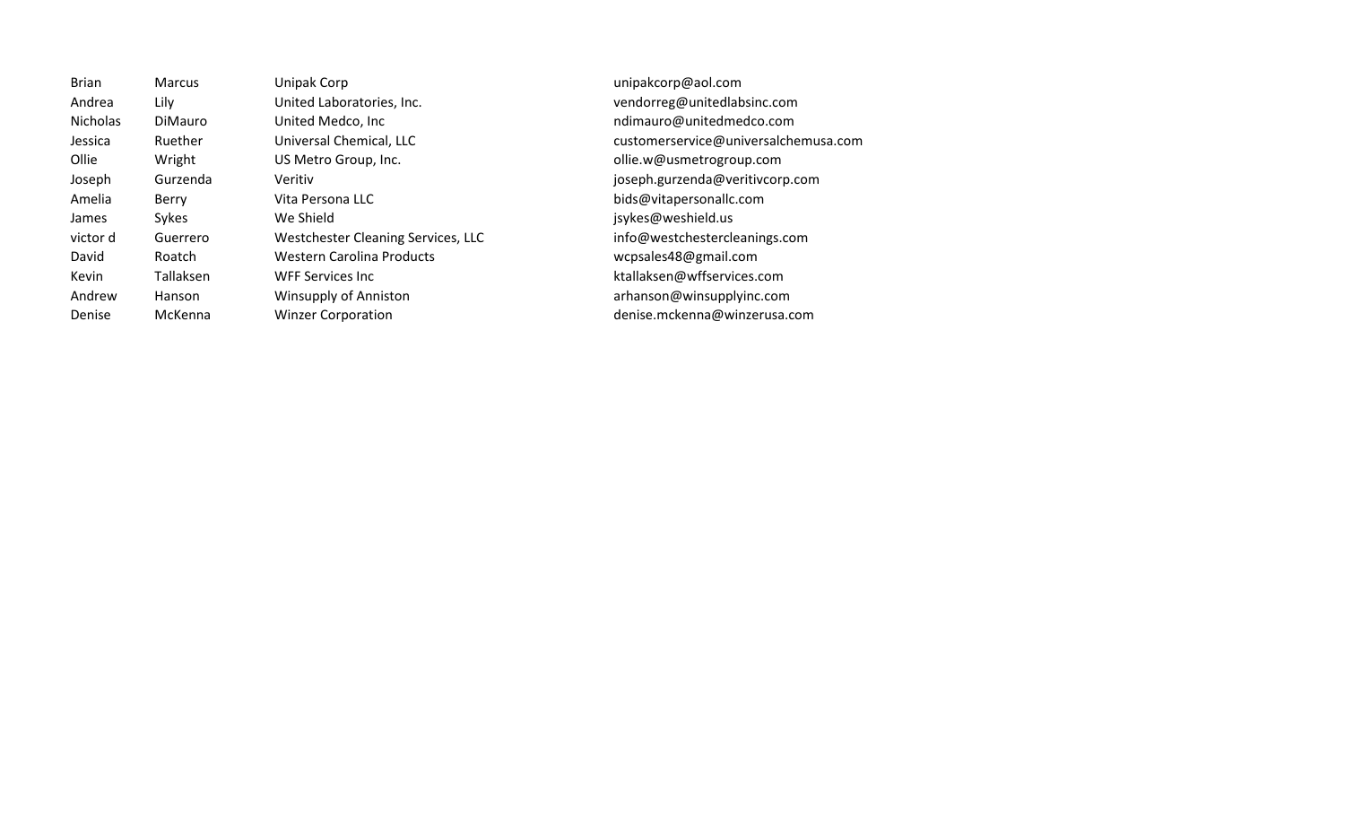| | | | |
|---|---|---|---|
| Brian | Marcus | Unipak Corp | unipakcorp@aol.com |
| Andrea | Lily | United Laboratories, Inc. | vendorreg@unitedlabsinc.com |
| Nicholas | DiMauro | United Medco, Inc | ndimauro@unitedmedco.com |
| Jessica | Ruether | Universal Chemical, LLC | customerservice@universalchemusa.com |
| Ollie | Wright | US Metro Group, Inc. | ollie.w@usmetrogroup.com |
| Joseph | Gurzenda | Veritiv | joseph.gurzenda@veritivcorp.com |
| Amelia | Berry | Vita Persona LLC | bids@vitapersonallc.com |
| James | Sykes | We Shield | jsykes@weshield.us |
| victor d | Guerrero | Westchester Cleaning Services, LLC | info@westchestercleanings.com |
| David | Roatch | Western Carolina Products | wcpsales48@gmail.com |
| Kevin | Tallaksen | WFF Services Inc | ktallaksen@wffservices.com |
| Andrew | Hanson | Winsupply of Anniston | arhanson@winsupplyinc.com |
| Denise | McKenna | Winzer Corporation | denise.mckenna@winzerusa.com |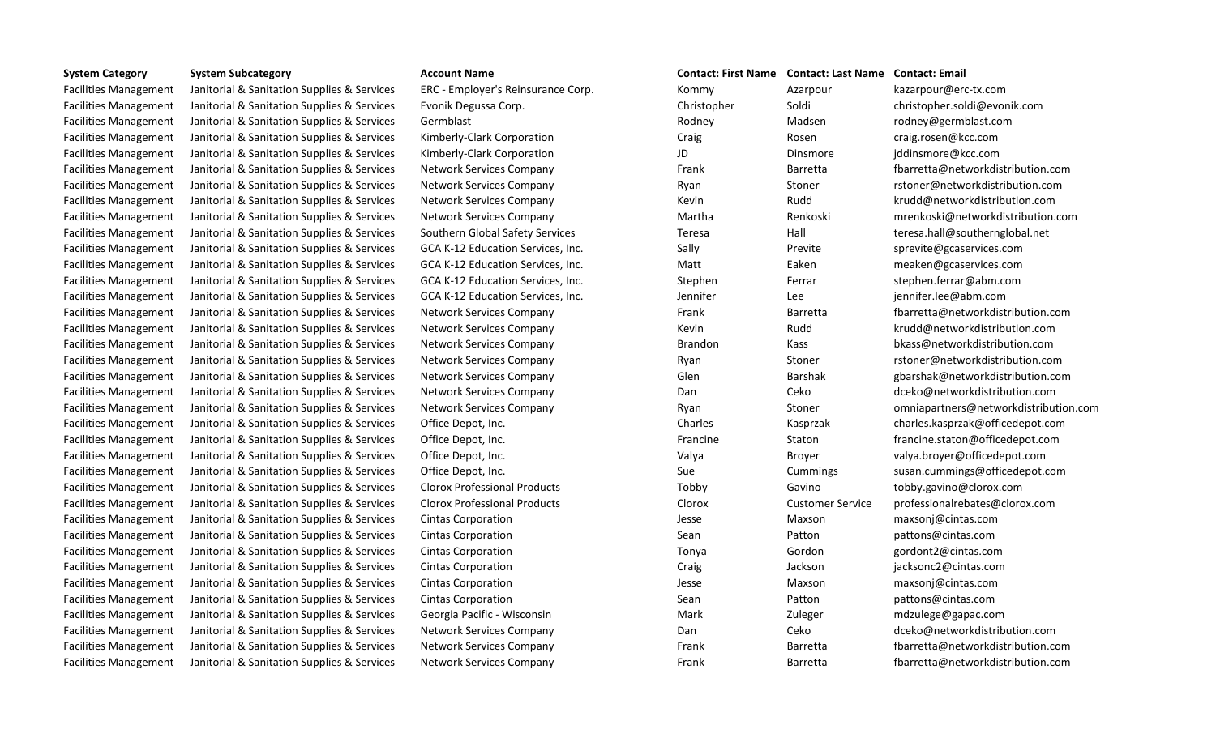| System Category | System Subcategory | Account Name | Contact: First Name | Contact: Last Name | Contact: Email |
|---|---|---|---|---|---|
| Facilities Management | Janitorial & Sanitation Supplies & Services | ERC - Employer's Reinsurance Corp. | Kommy | Azarpour | kazarpour@erc-tx.com |
| Facilities Management | Janitorial & Sanitation Supplies & Services | Evonik Degussa Corp. | Christopher | Soldi | christopher.soldi@evonik.com |
| Facilities Management | Janitorial & Sanitation Supplies & Services | Germblast | Rodney | Madsen | rodney@germblast.com |
| Facilities Management | Janitorial & Sanitation Supplies & Services | Kimberly-Clark Corporation | Craig | Rosen | craig.rosen@kcc.com |
| Facilities Management | Janitorial & Sanitation Supplies & Services | Kimberly-Clark Corporation | JD | Dinsmore | jddinsmore@kcc.com |
| Facilities Management | Janitorial & Sanitation Supplies & Services | Network Services Company | Frank | Barretta | fbarretta@networkdistribution.com |
| Facilities Management | Janitorial & Sanitation Supplies & Services | Network Services Company | Ryan | Stoner | rstoner@networkdistribution.com |
| Facilities Management | Janitorial & Sanitation Supplies & Services | Network Services Company | Kevin | Rudd | krudd@networkdistribution.com |
| Facilities Management | Janitorial & Sanitation Supplies & Services | Network Services Company | Martha | Renkoski | mrenkoski@networkdistribution.com |
| Facilities Management | Janitorial & Sanitation Supplies & Services | Southern Global Safety Services | Teresa | Hall | teresa.hall@southernglobal.net |
| Facilities Management | Janitorial & Sanitation Supplies & Services | GCA K-12 Education Services, Inc. | Sally | Previte | sprevite@gcaservices.com |
| Facilities Management | Janitorial & Sanitation Supplies & Services | GCA K-12 Education Services, Inc. | Matt | Eaken | meaken@gcaservices.com |
| Facilities Management | Janitorial & Sanitation Supplies & Services | GCA K-12 Education Services, Inc. | Stephen | Ferrar | stephen.ferrar@abm.com |
| Facilities Management | Janitorial & Sanitation Supplies & Services | GCA K-12 Education Services, Inc. | Jennifer | Lee | jennifer.lee@abm.com |
| Facilities Management | Janitorial & Sanitation Supplies & Services | Network Services Company | Frank | Barretta | fbarretta@networkdistribution.com |
| Facilities Management | Janitorial & Sanitation Supplies & Services | Network Services Company | Kevin | Rudd | krudd@networkdistribution.com |
| Facilities Management | Janitorial & Sanitation Supplies & Services | Network Services Company | Brandon | Kass | bkass@networkdistribution.com |
| Facilities Management | Janitorial & Sanitation Supplies & Services | Network Services Company | Ryan | Stoner | rstoner@networkdistribution.com |
| Facilities Management | Janitorial & Sanitation Supplies & Services | Network Services Company | Glen | Barshak | gbarshak@networkdistribution.com |
| Facilities Management | Janitorial & Sanitation Supplies & Services | Network Services Company | Dan | Ceko | dceko@networkdistribution.com |
| Facilities Management | Janitorial & Sanitation Supplies & Services | Network Services Company | Ryan | Stoner | omniapartners@networkdistribution.com |
| Facilities Management | Janitorial & Sanitation Supplies & Services | Office Depot, Inc. | Charles | Kasprzak | charles.kasprzak@officedepot.com |
| Facilities Management | Janitorial & Sanitation Supplies & Services | Office Depot, Inc. | Francine | Staton | francine.staton@officedepot.com |
| Facilities Management | Janitorial & Sanitation Supplies & Services | Office Depot, Inc. | Valya | Broyer | valya.broyer@officedepot.com |
| Facilities Management | Janitorial & Sanitation Supplies & Services | Office Depot, Inc. | Sue | Cummings | susan.cummings@officedepot.com |
| Facilities Management | Janitorial & Sanitation Supplies & Services | Clorox Professional Products | Tobby | Gavino | tobby.gavino@clorox.com |
| Facilities Management | Janitorial & Sanitation Supplies & Services | Clorox Professional Products | Clorox | Customer Service | professionalrebates@clorox.com |
| Facilities Management | Janitorial & Sanitation Supplies & Services | Cintas Corporation | Jesse | Maxson | maxsonj@cintas.com |
| Facilities Management | Janitorial & Sanitation Supplies & Services | Cintas Corporation | Sean | Patton | pattons@cintas.com |
| Facilities Management | Janitorial & Sanitation Supplies & Services | Cintas Corporation | Tonya | Gordon | gordont2@cintas.com |
| Facilities Management | Janitorial & Sanitation Supplies & Services | Cintas Corporation | Craig | Jackson | jacksonc2@cintas.com |
| Facilities Management | Janitorial & Sanitation Supplies & Services | Cintas Corporation | Jesse | Maxson | maxsonj@cintas.com |
| Facilities Management | Janitorial & Sanitation Supplies & Services | Cintas Corporation | Sean | Patton | pattons@cintas.com |
| Facilities Management | Janitorial & Sanitation Supplies & Services | Georgia Pacific - Wisconsin | Mark | Zuleger | mdzulege@gapac.com |
| Facilities Management | Janitorial & Sanitation Supplies & Services | Network Services Company | Dan | Ceko | dceko@networkdistribution.com |
| Facilities Management | Janitorial & Sanitation Supplies & Services | Network Services Company | Frank | Barretta | fbarretta@networkdistribution.com |
| Facilities Management | Janitorial & Sanitation Supplies & Services | Network Services Company | Frank | Barretta | fbarretta@networkdistribution.com |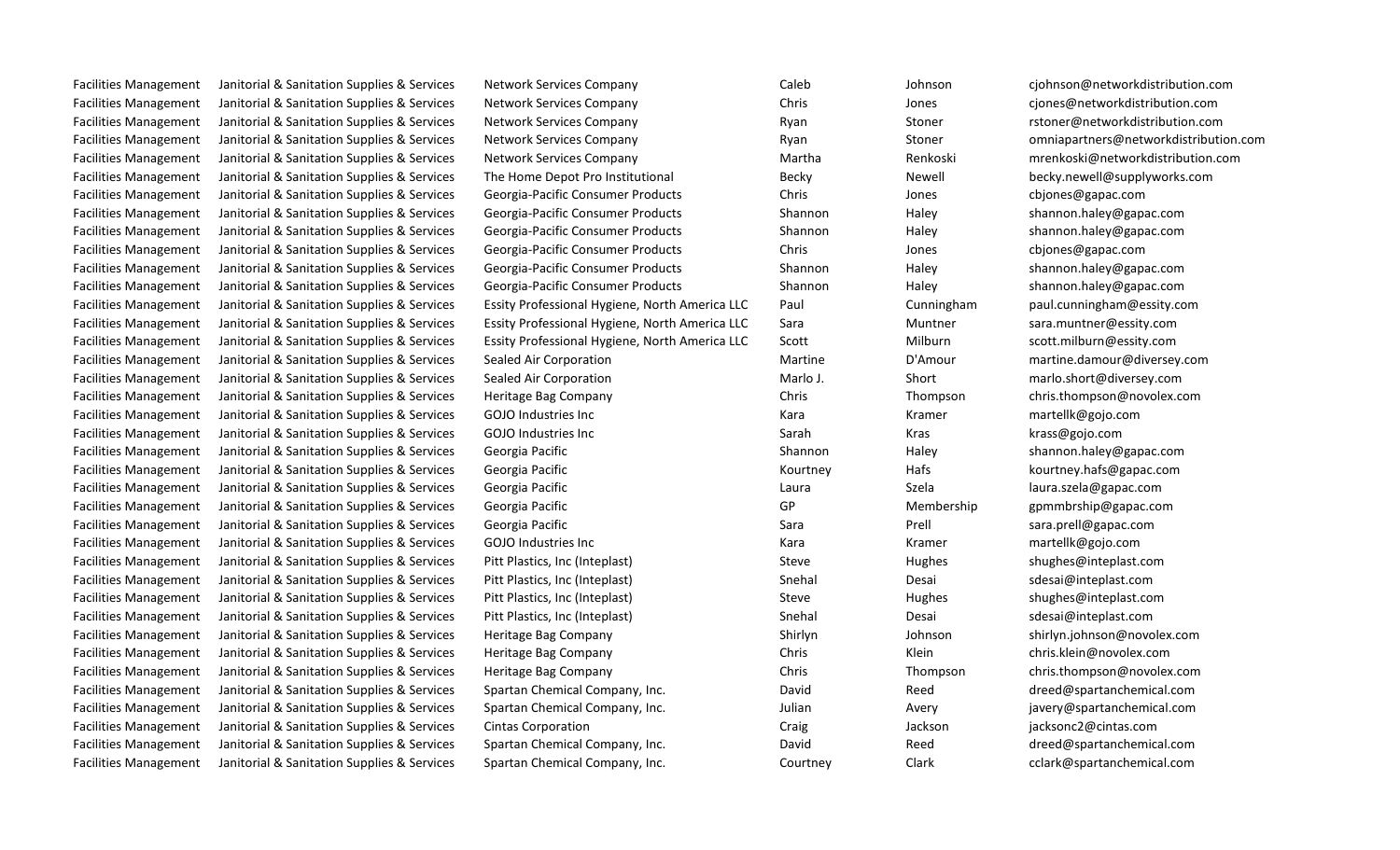| | | | | | |
|---|---|---|---|---|---|
| Facilities Management | Janitorial & Sanitation Supplies & Services | Network Services Company | Caleb | Johnson | cjohnson@networkdistribution.com |
| Facilities Management | Janitorial & Sanitation Supplies & Services | Network Services Company | Chris | Jones | cjones@networkdistribution.com |
| Facilities Management | Janitorial & Sanitation Supplies & Services | Network Services Company | Ryan | Stoner | rstoner@networkdistribution.com |
| Facilities Management | Janitorial & Sanitation Supplies & Services | Network Services Company | Ryan | Stoner | omniapartners@networkdistribution.com |
| Facilities Management | Janitorial & Sanitation Supplies & Services | Network Services Company | Martha | Renkoski | mrenkoski@networkdistribution.com |
| Facilities Management | Janitorial & Sanitation Supplies & Services | The Home Depot Pro Institutional | Becky | Newell | becky.newell@supplyworks.com |
| Facilities Management | Janitorial & Sanitation Supplies & Services | Georgia-Pacific Consumer Products | Chris | Jones | cbjones@gapac.com |
| Facilities Management | Janitorial & Sanitation Supplies & Services | Georgia-Pacific Consumer Products | Shannon | Haley | shannon.haley@gapac.com |
| Facilities Management | Janitorial & Sanitation Supplies & Services | Georgia-Pacific Consumer Products | Shannon | Haley | shannon.haley@gapac.com |
| Facilities Management | Janitorial & Sanitation Supplies & Services | Georgia-Pacific Consumer Products | Chris | Jones | cbjones@gapac.com |
| Facilities Management | Janitorial & Sanitation Supplies & Services | Georgia-Pacific Consumer Products | Shannon | Haley | shannon.haley@gapac.com |
| Facilities Management | Janitorial & Sanitation Supplies & Services | Georgia-Pacific Consumer Products | Shannon | Haley | shannon.haley@gapac.com |
| Facilities Management | Janitorial & Sanitation Supplies & Services | Essity Professional Hygiene, North America LLC | Paul | Cunningham | paul.cunningham@essity.com |
| Facilities Management | Janitorial & Sanitation Supplies & Services | Essity Professional Hygiene, North America LLC | Sara | Muntner | sara.muntner@essity.com |
| Facilities Management | Janitorial & Sanitation Supplies & Services | Essity Professional Hygiene, North America LLC | Scott | Milburn | scott.milburn@essity.com |
| Facilities Management | Janitorial & Sanitation Supplies & Services | Sealed Air Corporation | Martine | D'Amour | martine.damour@diversey.com |
| Facilities Management | Janitorial & Sanitation Supplies & Services | Sealed Air Corporation | Marlo J. | Short | marlo.short@diversey.com |
| Facilities Management | Janitorial & Sanitation Supplies & Services | Heritage Bag Company | Chris | Thompson | chris.thompson@novolex.com |
| Facilities Management | Janitorial & Sanitation Supplies & Services | GOJO Industries Inc | Kara | Kramer | martellk@gojo.com |
| Facilities Management | Janitorial & Sanitation Supplies & Services | GOJO Industries Inc | Sarah | Kras | krass@gojo.com |
| Facilities Management | Janitorial & Sanitation Supplies & Services | Georgia Pacific | Shannon | Haley | shannon.haley@gapac.com |
| Facilities Management | Janitorial & Sanitation Supplies & Services | Georgia Pacific | Kourtney | Hafs | kourtney.hafs@gapac.com |
| Facilities Management | Janitorial & Sanitation Supplies & Services | Georgia Pacific | Laura | Szela | laura.szela@gapac.com |
| Facilities Management | Janitorial & Sanitation Supplies & Services | Georgia Pacific | GP | Membership | gpmmbrship@gapac.com |
| Facilities Management | Janitorial & Sanitation Supplies & Services | Georgia Pacific | Sara | Prell | sara.prell@gapac.com |
| Facilities Management | Janitorial & Sanitation Supplies & Services | GOJO Industries Inc | Kara | Kramer | martellk@gojo.com |
| Facilities Management | Janitorial & Sanitation Supplies & Services | Pitt Plastics, Inc (Inteplast) | Steve | Hughes | shughes@inteplast.com |
| Facilities Management | Janitorial & Sanitation Supplies & Services | Pitt Plastics, Inc (Inteplast) | Snehal | Desai | sdesai@inteplast.com |
| Facilities Management | Janitorial & Sanitation Supplies & Services | Pitt Plastics, Inc (Inteplast) | Steve | Hughes | shughes@inteplast.com |
| Facilities Management | Janitorial & Sanitation Supplies & Services | Pitt Plastics, Inc (Inteplast) | Snehal | Desai | sdesai@inteplast.com |
| Facilities Management | Janitorial & Sanitation Supplies & Services | Heritage Bag Company | Shirlyn | Johnson | shirlyn.johnson@novolex.com |
| Facilities Management | Janitorial & Sanitation Supplies & Services | Heritage Bag Company | Chris | Klein | chris.klein@novolex.com |
| Facilities Management | Janitorial & Sanitation Supplies & Services | Heritage Bag Company | Chris | Thompson | chris.thompson@novolex.com |
| Facilities Management | Janitorial & Sanitation Supplies & Services | Spartan Chemical Company, Inc. | David | Reed | dreed@spartanchemical.com |
| Facilities Management | Janitorial & Sanitation Supplies & Services | Spartan Chemical Company, Inc. | Julian | Avery | javery@spartanchemical.com |
| Facilities Management | Janitorial & Sanitation Supplies & Services | Cintas Corporation | Craig | Jackson | jacksonc2@cintas.com |
| Facilities Management | Janitorial & Sanitation Supplies & Services | Spartan Chemical Company, Inc. | David | Reed | dreed@spartanchemical.com |
| Facilities Management | Janitorial & Sanitation Supplies & Services | Spartan Chemical Company, Inc. | Courtney | Clark | cclark@spartanchemical.com |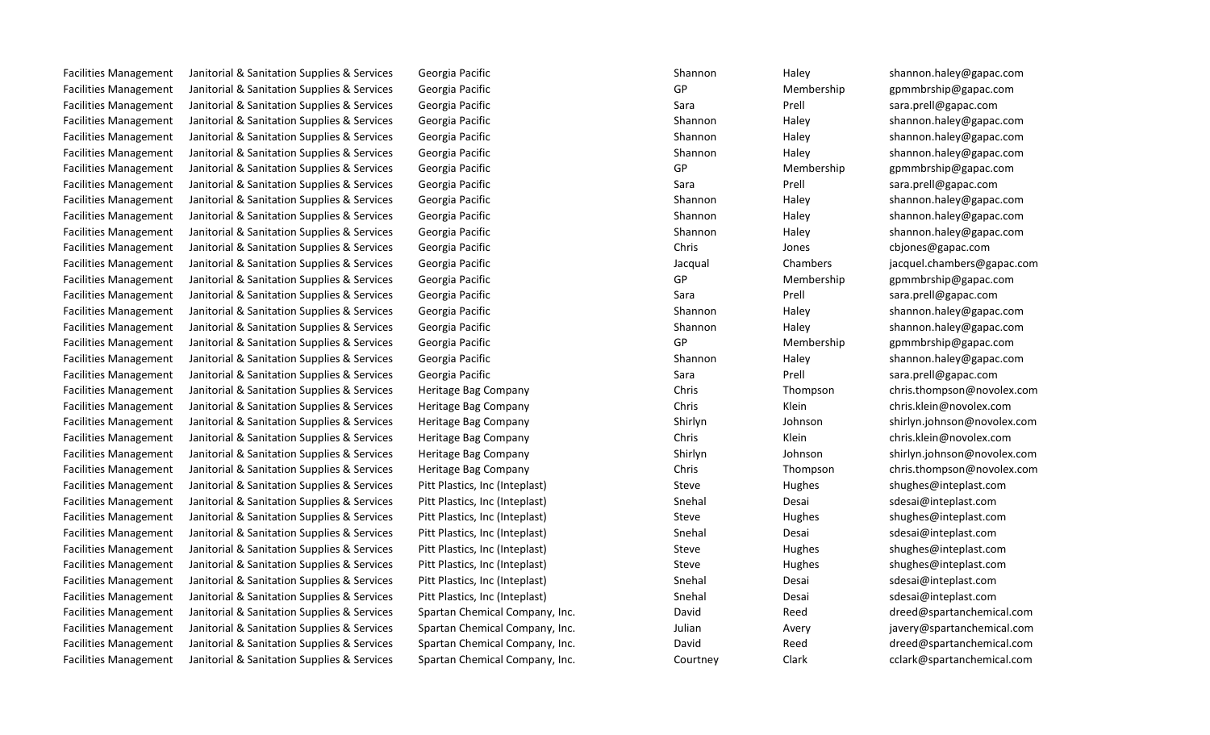| | | | | | |
|---|---|---|---|---|---|
| Facilities Management | Janitorial & Sanitation Supplies & Services | Georgia Pacific | Shannon | Haley | shannon.haley@gapac.com |
| Facilities Management | Janitorial & Sanitation Supplies & Services | Georgia Pacific | GP | Membership | gpmmbrship@gapac.com |
| Facilities Management | Janitorial & Sanitation Supplies & Services | Georgia Pacific | Sara | Prell | sara.prell@gapac.com |
| Facilities Management | Janitorial & Sanitation Supplies & Services | Georgia Pacific | Shannon | Haley | shannon.haley@gapac.com |
| Facilities Management | Janitorial & Sanitation Supplies & Services | Georgia Pacific | Shannon | Haley | shannon.haley@gapac.com |
| Facilities Management | Janitorial & Sanitation Supplies & Services | Georgia Pacific | Shannon | Haley | shannon.haley@gapac.com |
| Facilities Management | Janitorial & Sanitation Supplies & Services | Georgia Pacific | GP | Membership | gpmmbrship@gapac.com |
| Facilities Management | Janitorial & Sanitation Supplies & Services | Georgia Pacific | Sara | Prell | sara.prell@gapac.com |
| Facilities Management | Janitorial & Sanitation Supplies & Services | Georgia Pacific | Shannon | Haley | shannon.haley@gapac.com |
| Facilities Management | Janitorial & Sanitation Supplies & Services | Georgia Pacific | Shannon | Haley | shannon.haley@gapac.com |
| Facilities Management | Janitorial & Sanitation Supplies & Services | Georgia Pacific | Shannon | Haley | shannon.haley@gapac.com |
| Facilities Management | Janitorial & Sanitation Supplies & Services | Georgia Pacific | Chris | Jones | cbjones@gapac.com |
| Facilities Management | Janitorial & Sanitation Supplies & Services | Georgia Pacific | Jacqual | Chambers | jacquel.chambers@gapac.com |
| Facilities Management | Janitorial & Sanitation Supplies & Services | Georgia Pacific | GP | Membership | gpmmbrship@gapac.com |
| Facilities Management | Janitorial & Sanitation Supplies & Services | Georgia Pacific | Sara | Prell | sara.prell@gapac.com |
| Facilities Management | Janitorial & Sanitation Supplies & Services | Georgia Pacific | Shannon | Haley | shannon.haley@gapac.com |
| Facilities Management | Janitorial & Sanitation Supplies & Services | Georgia Pacific | Shannon | Haley | shannon.haley@gapac.com |
| Facilities Management | Janitorial & Sanitation Supplies & Services | Georgia Pacific | GP | Membership | gpmmbrship@gapac.com |
| Facilities Management | Janitorial & Sanitation Supplies & Services | Georgia Pacific | Shannon | Haley | shannon.haley@gapac.com |
| Facilities Management | Janitorial & Sanitation Supplies & Services | Georgia Pacific | Sara | Prell | sara.prell@gapac.com |
| Facilities Management | Janitorial & Sanitation Supplies & Services | Heritage Bag Company | Chris | Thompson | chris.thompson@novolex.com |
| Facilities Management | Janitorial & Sanitation Supplies & Services | Heritage Bag Company | Chris | Klein | chris.klein@novolex.com |
| Facilities Management | Janitorial & Sanitation Supplies & Services | Heritage Bag Company | Shirlyn | Johnson | shirlyn.johnson@novolex.com |
| Facilities Management | Janitorial & Sanitation Supplies & Services | Heritage Bag Company | Chris | Klein | chris.klein@novolex.com |
| Facilities Management | Janitorial & Sanitation Supplies & Services | Heritage Bag Company | Shirlyn | Johnson | shirlyn.johnson@novolex.com |
| Facilities Management | Janitorial & Sanitation Supplies & Services | Heritage Bag Company | Chris | Thompson | chris.thompson@novolex.com |
| Facilities Management | Janitorial & Sanitation Supplies & Services | Pitt Plastics, Inc (Inteplast) | Steve | Hughes | shughes@inteplast.com |
| Facilities Management | Janitorial & Sanitation Supplies & Services | Pitt Plastics, Inc (Inteplast) | Snehal | Desai | sdesai@inteplast.com |
| Facilities Management | Janitorial & Sanitation Supplies & Services | Pitt Plastics, Inc (Inteplast) | Steve | Hughes | shughes@inteplast.com |
| Facilities Management | Janitorial & Sanitation Supplies & Services | Pitt Plastics, Inc (Inteplast) | Snehal | Desai | sdesai@inteplast.com |
| Facilities Management | Janitorial & Sanitation Supplies & Services | Pitt Plastics, Inc (Inteplast) | Steve | Hughes | shughes@inteplast.com |
| Facilities Management | Janitorial & Sanitation Supplies & Services | Pitt Plastics, Inc (Inteplast) | Steve | Hughes | shughes@inteplast.com |
| Facilities Management | Janitorial & Sanitation Supplies & Services | Pitt Plastics, Inc (Inteplast) | Snehal | Desai | sdesai@inteplast.com |
| Facilities Management | Janitorial & Sanitation Supplies & Services | Pitt Plastics, Inc (Inteplast) | Snehal | Desai | sdesai@inteplast.com |
| Facilities Management | Janitorial & Sanitation Supplies & Services | Spartan Chemical Company, Inc. | David | Reed | dreed@spartanchemical.com |
| Facilities Management | Janitorial & Sanitation Supplies & Services | Spartan Chemical Company, Inc. | Julian | Avery | javery@spartanchemical.com |
| Facilities Management | Janitorial & Sanitation Supplies & Services | Spartan Chemical Company, Inc. | David | Reed | dreed@spartanchemical.com |
| Facilities Management | Janitorial & Sanitation Supplies & Services | Spartan Chemical Company, Inc. | Courtney | Clark | cclark@spartanchemical.com |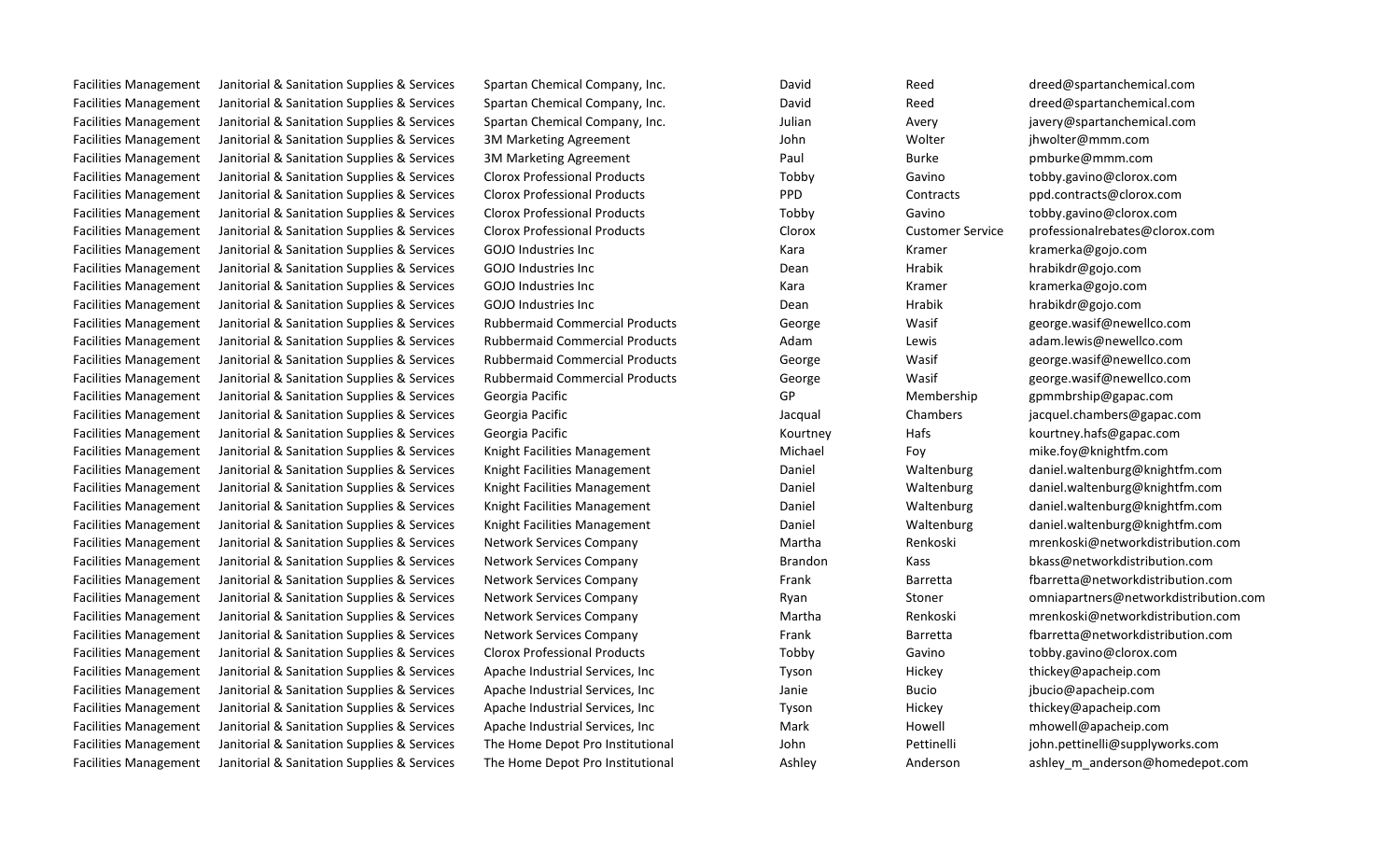| | | | | | |
|---|---|---|---|---|---|
| Facilities Management | Janitorial & Sanitation Supplies & Services | Spartan Chemical Company, Inc. | David | Reed | dreed@spartanchemical.com |
| Facilities Management | Janitorial & Sanitation Supplies & Services | Spartan Chemical Company, Inc. | David | Reed | dreed@spartanchemical.com |
| Facilities Management | Janitorial & Sanitation Supplies & Services | Spartan Chemical Company, Inc. | Julian | Avery | javery@spartanchemical.com |
| Facilities Management | Janitorial & Sanitation Supplies & Services | 3M Marketing Agreement | John | Wolter | jhwolter@mmm.com |
| Facilities Management | Janitorial & Sanitation Supplies & Services | 3M Marketing Agreement | Paul | Burke | pmburke@mmm.com |
| Facilities Management | Janitorial & Sanitation Supplies & Services | Clorox Professional Products | Tobby | Gavino | tobby.gavino@clorox.com |
| Facilities Management | Janitorial & Sanitation Supplies & Services | Clorox Professional Products | PPD | Contracts | ppd.contracts@clorox.com |
| Facilities Management | Janitorial & Sanitation Supplies & Services | Clorox Professional Products | Tobby | Gavino | tobby.gavino@clorox.com |
| Facilities Management | Janitorial & Sanitation Supplies & Services | Clorox Professional Products | Clorox | Customer Service | professionalrebates@clorox.com |
| Facilities Management | Janitorial & Sanitation Supplies & Services | GOJO Industries Inc | Kara | Kramer | kramerka@gojo.com |
| Facilities Management | Janitorial & Sanitation Supplies & Services | GOJO Industries Inc | Dean | Hrabik | hrabikdr@gojo.com |
| Facilities Management | Janitorial & Sanitation Supplies & Services | GOJO Industries Inc | Kara | Kramer | kramerka@gojo.com |
| Facilities Management | Janitorial & Sanitation Supplies & Services | GOJO Industries Inc | Dean | Hrabik | hrabikdr@gojo.com |
| Facilities Management | Janitorial & Sanitation Supplies & Services | Rubbermaid Commercial Products | George | Wasif | george.wasif@newellco.com |
| Facilities Management | Janitorial & Sanitation Supplies & Services | Rubbermaid Commercial Products | Adam | Lewis | adam.lewis@newellco.com |
| Facilities Management | Janitorial & Sanitation Supplies & Services | Rubbermaid Commercial Products | George | Wasif | george.wasif@newellco.com |
| Facilities Management | Janitorial & Sanitation Supplies & Services | Rubbermaid Commercial Products | George | Wasif | george.wasif@newellco.com |
| Facilities Management | Janitorial & Sanitation Supplies & Services | Georgia Pacific | GP | Membership | gpmmbrship@gapac.com |
| Facilities Management | Janitorial & Sanitation Supplies & Services | Georgia Pacific | Jacqual | Chambers | jacquel.chambers@gapac.com |
| Facilities Management | Janitorial & Sanitation Supplies & Services | Georgia Pacific | Kourtney | Hafs | kourtney.hafs@gapac.com |
| Facilities Management | Janitorial & Sanitation Supplies & Services | Knight Facilities Management | Michael | Foy | mike.foy@knightfm.com |
| Facilities Management | Janitorial & Sanitation Supplies & Services | Knight Facilities Management | Daniel | Waltenburg | daniel.waltenburg@knightfm.com |
| Facilities Management | Janitorial & Sanitation Supplies & Services | Knight Facilities Management | Daniel | Waltenburg | daniel.waltenburg@knightfm.com |
| Facilities Management | Janitorial & Sanitation Supplies & Services | Knight Facilities Management | Daniel | Waltenburg | daniel.waltenburg@knightfm.com |
| Facilities Management | Janitorial & Sanitation Supplies & Services | Knight Facilities Management | Daniel | Waltenburg | daniel.waltenburg@knightfm.com |
| Facilities Management | Janitorial & Sanitation Supplies & Services | Network Services Company | Martha | Renkoski | mrenkoski@networkdistribution.com |
| Facilities Management | Janitorial & Sanitation Supplies & Services | Network Services Company | Brandon | Kass | bkass@networkdistribution.com |
| Facilities Management | Janitorial & Sanitation Supplies & Services | Network Services Company | Frank | Barretta | fbarretta@networkdistribution.com |
| Facilities Management | Janitorial & Sanitation Supplies & Services | Network Services Company | Ryan | Stoner | omniapartners@networkdistribution.com |
| Facilities Management | Janitorial & Sanitation Supplies & Services | Network Services Company | Martha | Renkoski | mrenkoski@networkdistribution.com |
| Facilities Management | Janitorial & Sanitation Supplies & Services | Network Services Company | Frank | Barretta | fbarretta@networkdistribution.com |
| Facilities Management | Janitorial & Sanitation Supplies & Services | Clorox Professional Products | Tobby | Gavino | tobby.gavino@clorox.com |
| Facilities Management | Janitorial & Sanitation Supplies & Services | Apache Industrial Services, Inc | Tyson | Hickey | thickey@apacheip.com |
| Facilities Management | Janitorial & Sanitation Supplies & Services | Apache Industrial Services, Inc | Janie | Bucio | jbucio@apacheip.com |
| Facilities Management | Janitorial & Sanitation Supplies & Services | Apache Industrial Services, Inc | Tyson | Hickey | thickey@apacheip.com |
| Facilities Management | Janitorial & Sanitation Supplies & Services | Apache Industrial Services, Inc | Mark | Howell | mhowell@apacheip.com |
| Facilities Management | Janitorial & Sanitation Supplies & Services | The Home Depot Pro Institutional | John | Pettinelli | john.pettinelli@supplyworks.com |
| Facilities Management | Janitorial & Sanitation Supplies & Services | The Home Depot Pro Institutional | Ashley | Anderson | ashley_m_anderson@homedepot.com |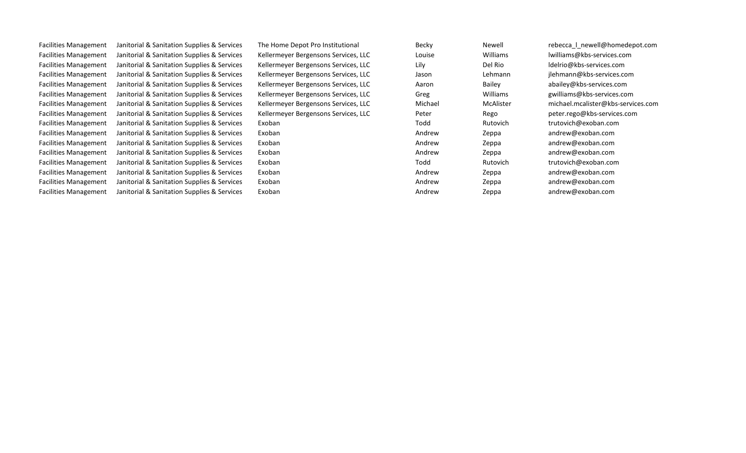| | | | | | |
|---|---|---|---|---|---|
| Facilities Management | Janitorial & Sanitation Supplies & Services | The Home Depot Pro Institutional | Becky | Newell | rebecca_l_newell@homedepot.com |
| Facilities Management | Janitorial & Sanitation Supplies & Services | Kellermeyer Bergensons Services, LLC | Louise | Williams | lwilliams@kbs-services.com |
| Facilities Management | Janitorial & Sanitation Supplies & Services | Kellermeyer Bergensons Services, LLC | Lily | Del Rio | ldelrio@kbs-services.com |
| Facilities Management | Janitorial & Sanitation Supplies & Services | Kellermeyer Bergensons Services, LLC | Jason | Lehmann | jlehmann@kbs-services.com |
| Facilities Management | Janitorial & Sanitation Supplies & Services | Kellermeyer Bergensons Services, LLC | Aaron | Bailey | abailey@kbs-services.com |
| Facilities Management | Janitorial & Sanitation Supplies & Services | Kellermeyer Bergensons Services, LLC | Greg | Williams | gwilliams@kbs-services.com |
| Facilities Management | Janitorial & Sanitation Supplies & Services | Kellermeyer Bergensons Services, LLC | Michael | McAlister | michael.mcalister@kbs-services.com |
| Facilities Management | Janitorial & Sanitation Supplies & Services | Kellermeyer Bergensons Services, LLC | Peter | Rego | peter.rego@kbs-services.com |
| Facilities Management | Janitorial & Sanitation Supplies & Services | Exoban | Todd | Rutovich | trutovich@exoban.com |
| Facilities Management | Janitorial & Sanitation Supplies & Services | Exoban | Andrew | Zeppa | andrew@exoban.com |
| Facilities Management | Janitorial & Sanitation Supplies & Services | Exoban | Andrew | Zeppa | andrew@exoban.com |
| Facilities Management | Janitorial & Sanitation Supplies & Services | Exoban | Andrew | Zeppa | andrew@exoban.com |
| Facilities Management | Janitorial & Sanitation Supplies & Services | Exoban | Todd | Rutovich | trutovich@exoban.com |
| Facilities Management | Janitorial & Sanitation Supplies & Services | Exoban | Andrew | Zeppa | andrew@exoban.com |
| Facilities Management | Janitorial & Sanitation Supplies & Services | Exoban | Andrew | Zeppa | andrew@exoban.com |
| Facilities Management | Janitorial & Sanitation Supplies & Services | Exoban | Andrew | Zeppa | andrew@exoban.com |